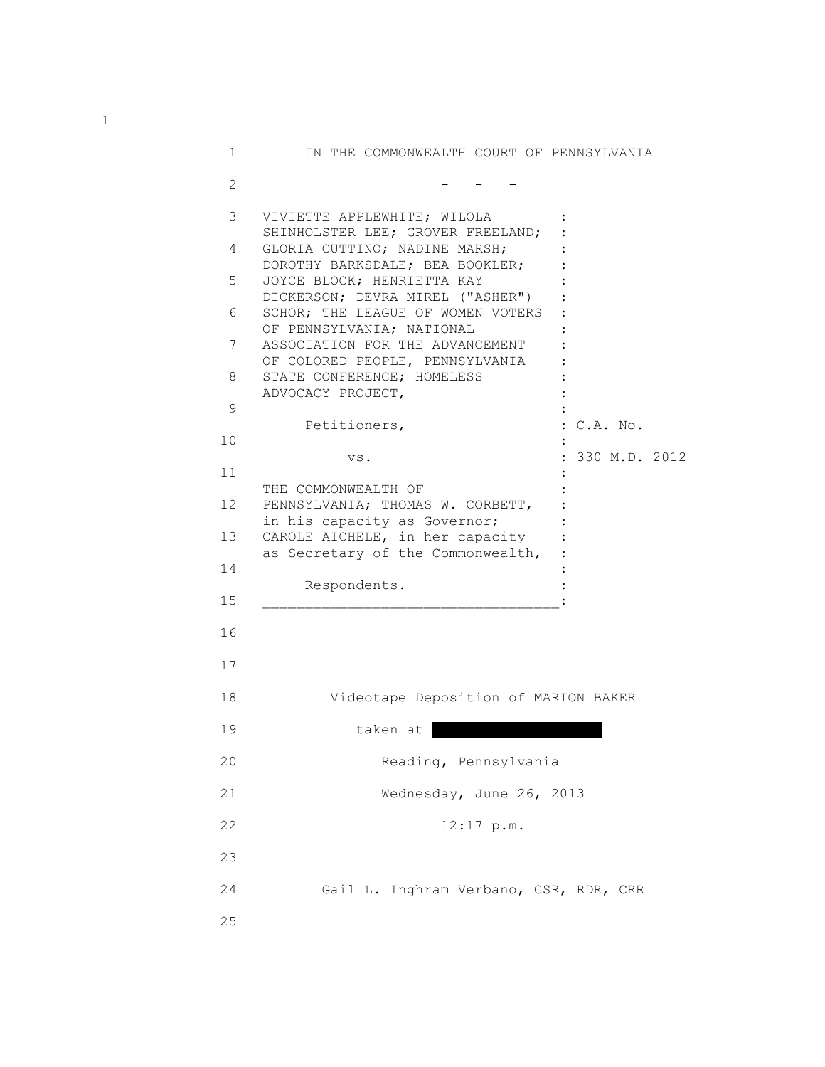IN THE COMMONWEALTH COURT OF PENNSYLVANIA

\- - -

VIVIETTE APPLEWHITE; WILOLA SHINHOLSTER LEE; GROVER FREELAND; GLORIA CUTTINO; NADINE MARSH; DOROTHY BARKSDALE; BEA BOOKLER; JOYCE BLOCK; HENRIETTA KAY DICKERSON; DEVRA MIREL ("ASHER") SCHOR; THE LEAGUE OF WOMEN VOTERS OF PENNSYLVANIA; NATIONAL ASSOCIATION FOR THE ADVANCEMENT OF COLORED PEOPLE, PENNSYLVANIA STATE CONFERENCE; HOMELESS ADVOCACY PROJECT,

Petitioners,

vs.

THE COMMONWEALTH OF PENNSYLVANIA; THOMAS W. CORBETT, in his capacity as Governor; CAROLE AICHELE, in her capacity as Secretary of the Commonwealth,

Respondents.

C.A. No. 330 M.D. 2012

Videotape Deposition of MARION BAKER

taken at [REDACTED]

Reading, Pennsylvania

Wednesday, June 26, 2013

12:17 p.m.

Gail L. Inghram Verbano, CSR, RDR, CRR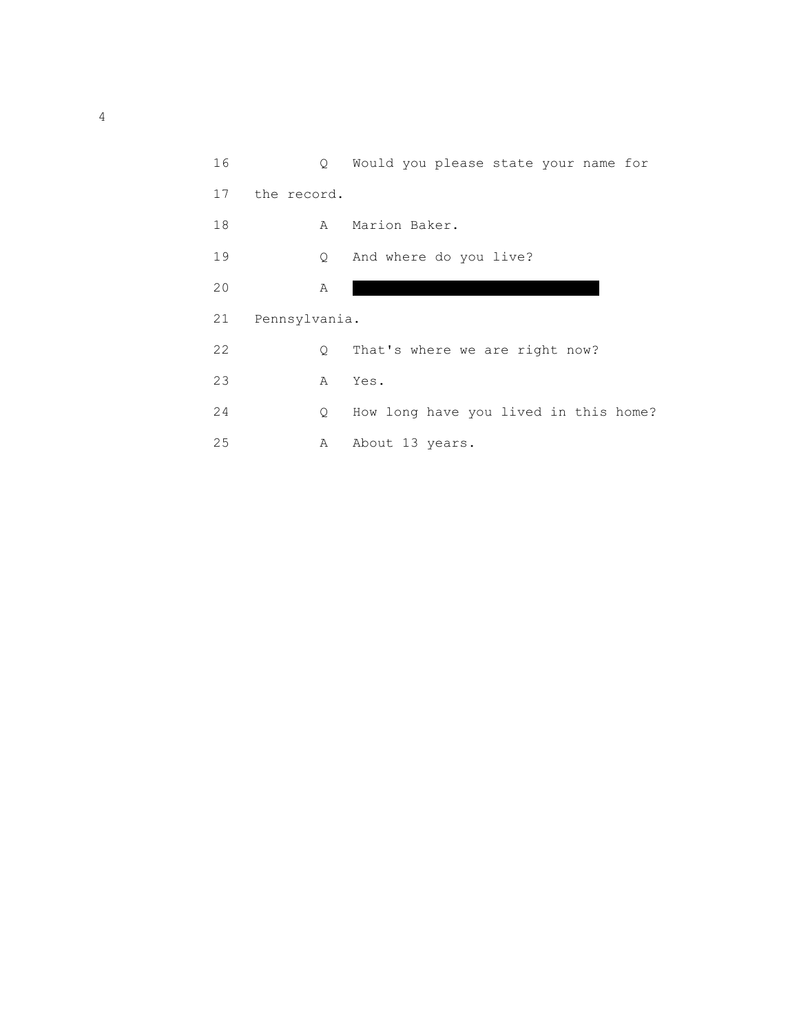16 Q Would you please state your name for

17 the record.

18 A Marion Baker.

19 Q And where do you live?

20 A ████████████████████████

21 Pennsylvania.

22 Q That's where we are right now?

23 A Yes.

24 Q How long have you lived in this home?

25 A About 13 years.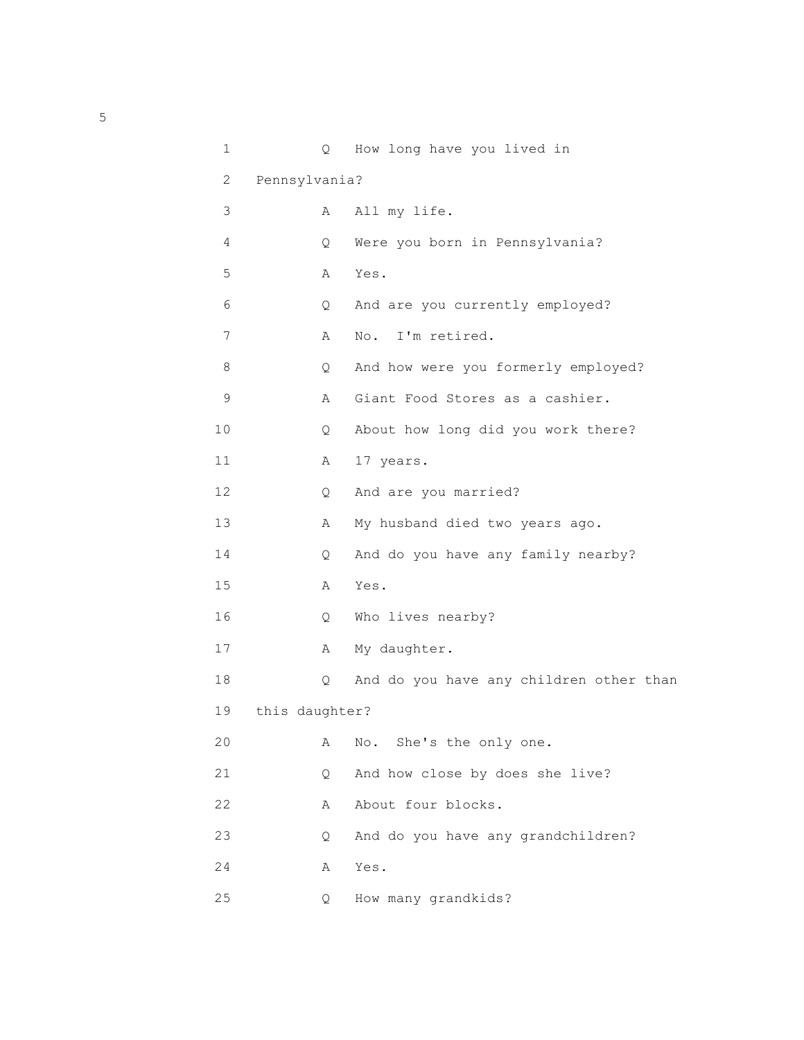1 Q How long have you lived in

2 Pennsylvania?

3 A All my life.

4 Q Were you born in Pennsylvania?

5 A Yes.

6 Q And are you currently employed?

7 A No. I'm retired.

8 Q And how were you formerly employed?

9 A Giant Food Stores as a cashier.

10 Q About how long did you work there?

11 A 17 years.

12 Q And are you married?

13 A My husband died two years ago.

14 Q And do you have any family nearby?

15 A Yes.

16 Q Who lives nearby?

17 A My daughter.

18 Q And do you have any children other than

19 this daughter?

20 A No. She's the only one.

21 Q And how close by does she live?

22 A About four blocks.

23 Q And do you have any grandchildren?

24 A Yes.

25 Q How many grandkids?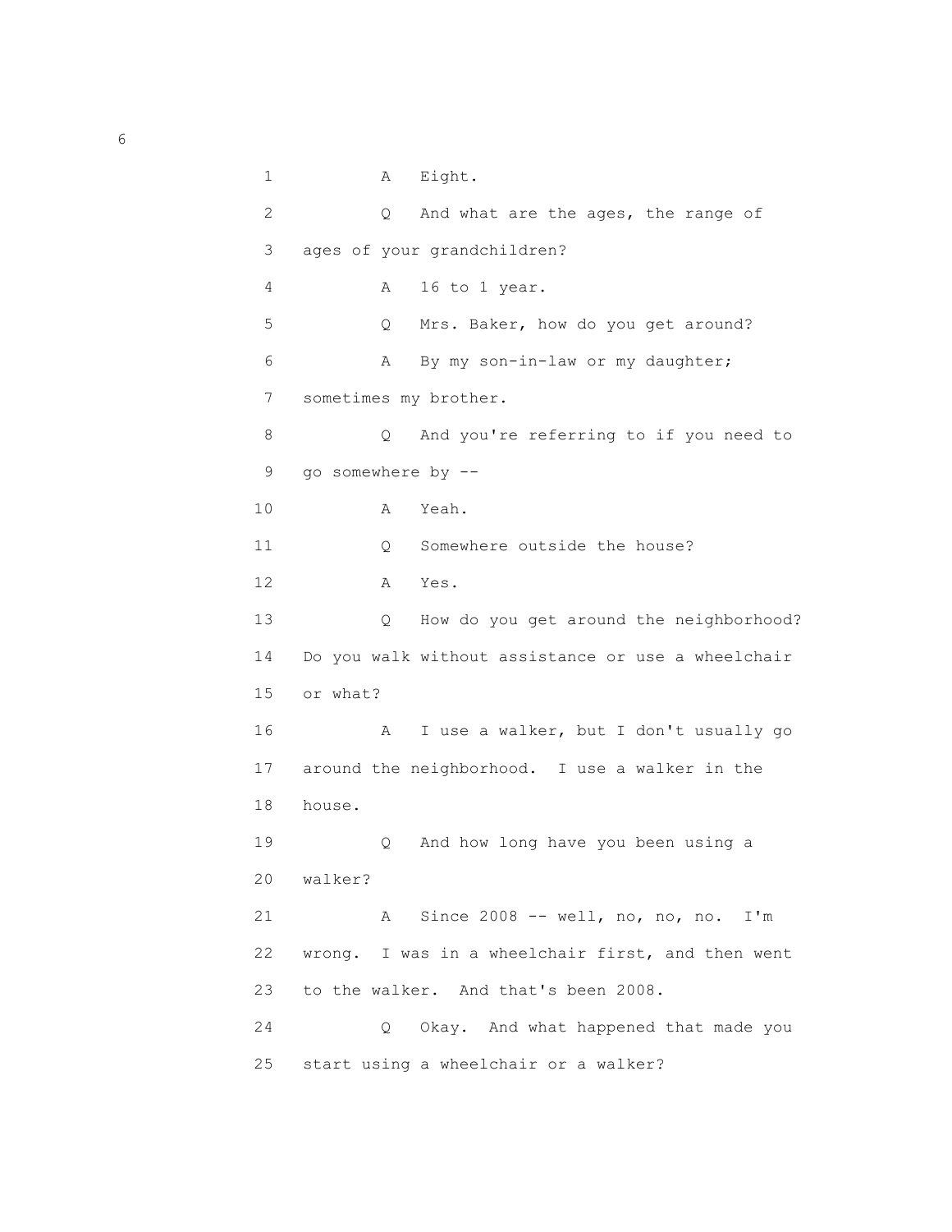1 A Eight.

2 Q And what are the ages, the range of

3 ages of your grandchildren?

4 A 16 to 1 year.

5 Q Mrs. Baker, how do you get around?

6 A By my son-in-law or my daughter;

7 sometimes my brother.

8 Q And you're referring to if you need to

9 go somewhere by --

10 A Yeah.

11 Q Somewhere outside the house?

12 A Yes.

13 Q How do you get around the neighborhood?

14 Do you walk without assistance or use a wheelchair

15 or what?

16 A I use a walker, but I don't usually go

17 around the neighborhood. I use a walker in the

18 house.

19 Q And how long have you been using a

20 walker?

21 A Since 2008 -- well, no, no, no. I'm

22 wrong. I was in a wheelchair first, and then went

23 to the walker. And that's been 2008.

24 Q Okay. And what happened that made you

25 start using a wheelchair or a walker?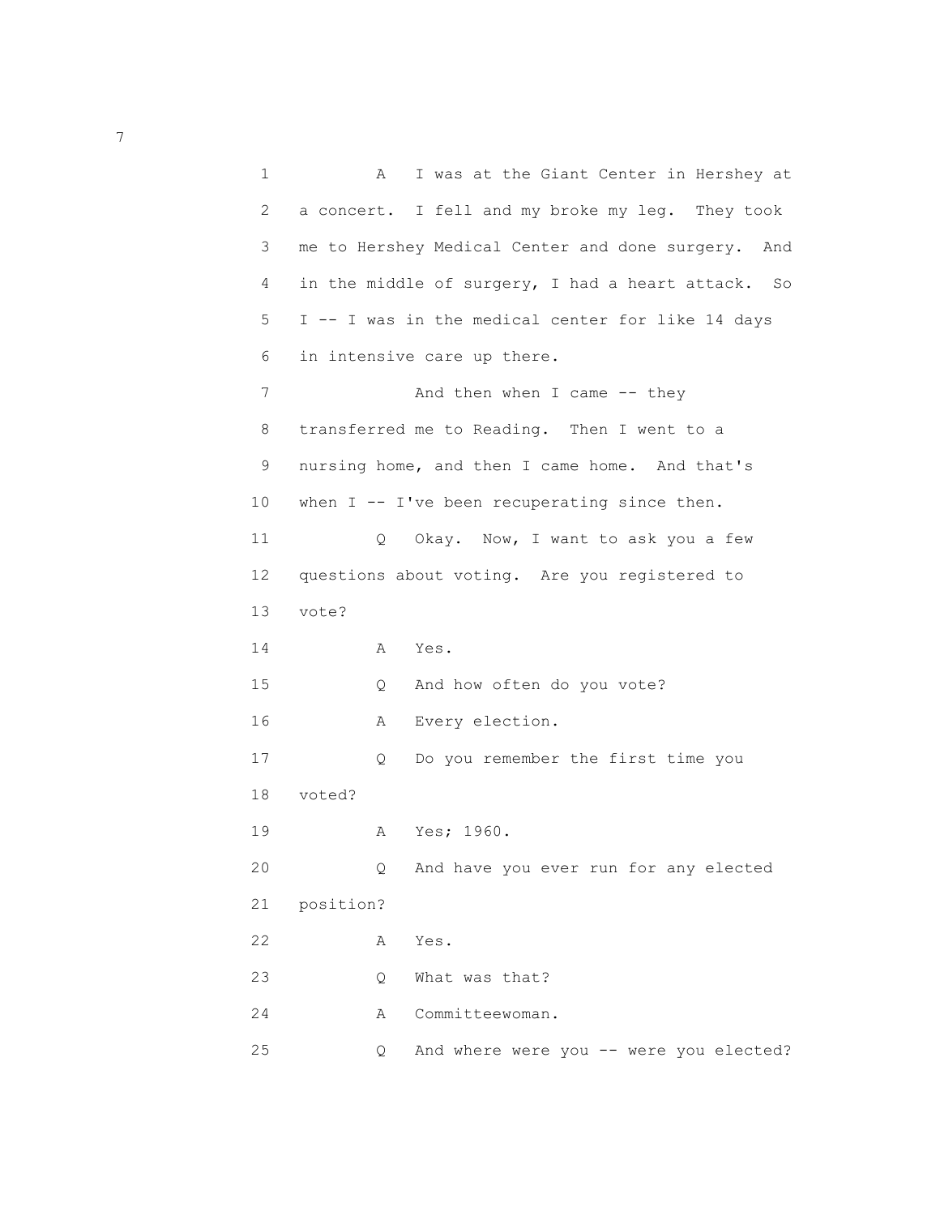1 A I was at the Giant Center in Hershey at
2 a concert. I fell and my broke my leg. They took
3 me to Hershey Medical Center and done surgery. And
4 in the middle of surgery, I had a heart attack. So
5 I -- I was in the medical center for like 14 days
6 in intensive care up there.
7 And then when I came -- they
8 transferred me to Reading. Then I went to a
9 nursing home, and then I came home. And that's
10 when I -- I've been recuperating since then.
11 Q Okay. Now, I want to ask you a few
12 questions about voting. Are you registered to
13 vote?
14 A Yes.
15 Q And how often do you vote?
16 A Every election.
17 Q Do you remember the first time you
18 voted?
19 A Yes; 1960.
20 Q And have you ever run for any elected
21 position?
22 A Yes.
23 Q What was that?
24 A Committeewoman.
25 Q And where were you -- were you elected?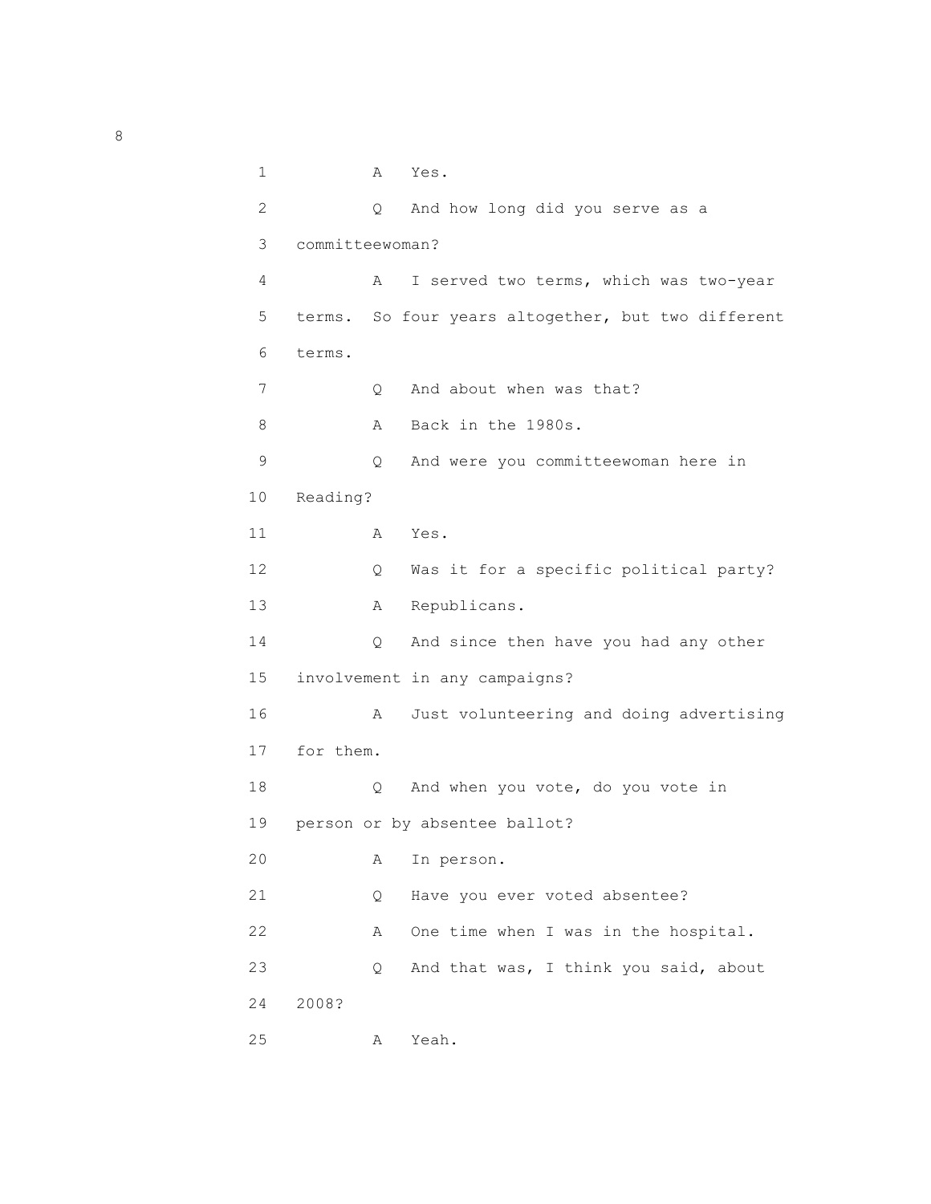1 A Yes.

2 Q And how long did you serve as a

3 committeewoman?

4 A I served two terms, which was two-year

5 terms. So four years altogether, but two different

6 terms.

7 Q And about when was that?

8 A Back in the 1980s.

9 Q And were you committeewoman here in

10 Reading?

11 A Yes.

12 Q Was it for a specific political party?

13 A Republicans.

14 Q And since then have you had any other

15 involvement in any campaigns?

16 A Just volunteering and doing advertising

17 for them.

18 Q And when you vote, do you vote in

19 person or by absentee ballot?

20 A In person.

21 Q Have you ever voted absentee?

22 A One time when I was in the hospital.

23 Q And that was, I think you said, about

24 2008?

25 A Yeah.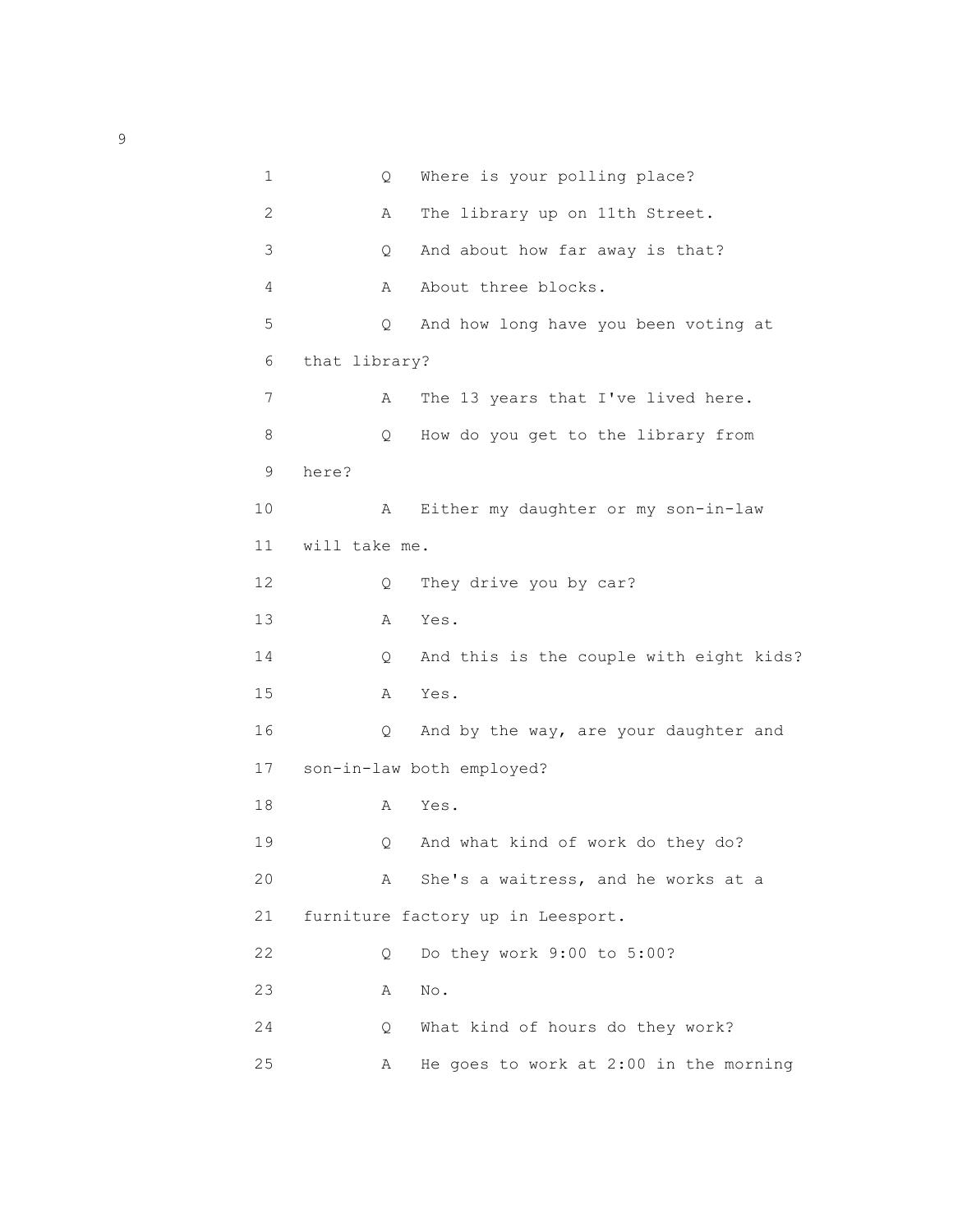1 Q Where is your polling place?

2 A The library up on 11th Street.

3 Q And about how far away is that?

4 A About three blocks.

5 Q And how long have you been voting at

6 that library?

7 A The 13 years that I've lived here.

8 Q How do you get to the library from

9 here?

10 A Either my daughter or my son-in-law

11 will take me.

12 Q They drive you by car?

13 A Yes.

14 Q And this is the couple with eight kids?

15 A Yes.

16 Q And by the way, are your daughter and

17 son-in-law both employed?

18 A Yes.

19 Q And what kind of work do they do?

20 A She's a waitress, and he works at a

21 furniture factory up in Leesport.

22 Q Do they work 9:00 to 5:00?

23 A No.

24 Q What kind of hours do they work?

25 A He goes to work at 2:00 in the morning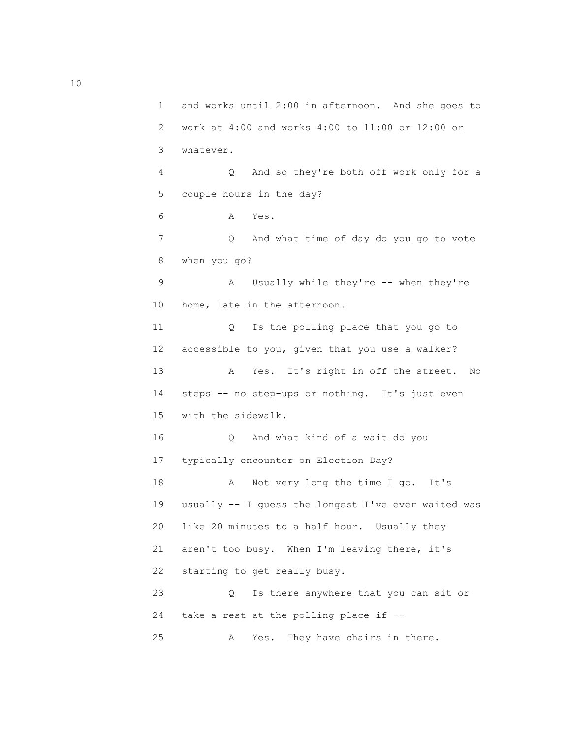1 and works until 2:00 in afternoon. And she goes to
2 work at 4:00 and works 4:00 to 11:00 or 12:00 or
3 whatever.

4 Q And so they're both off work only for a
5 couple hours in the day?

6 A Yes.

7 Q And what time of day do you go to vote
8 when you go?

9 A Usually while they're -- when they're
10 home, late in the afternoon.

11 Q Is the polling place that you go to
12 accessible to you, given that you use a walker?

13 A Yes. It's right in off the street. No
14 steps -- no step-ups or nothing. It's just even
15 with the sidewalk.

16 Q And what kind of a wait do you
17 typically encounter on Election Day?

18 A Not very long the time I go. It's
19 usually -- I guess the longest I've ever waited was
20 like 20 minutes to a half hour. Usually they
21 aren't too busy. When I'm leaving there, it's
22 starting to get really busy.

23 Q Is there anywhere that you can sit or
24 take a rest at the polling place if --

25 A Yes. They have chairs in there.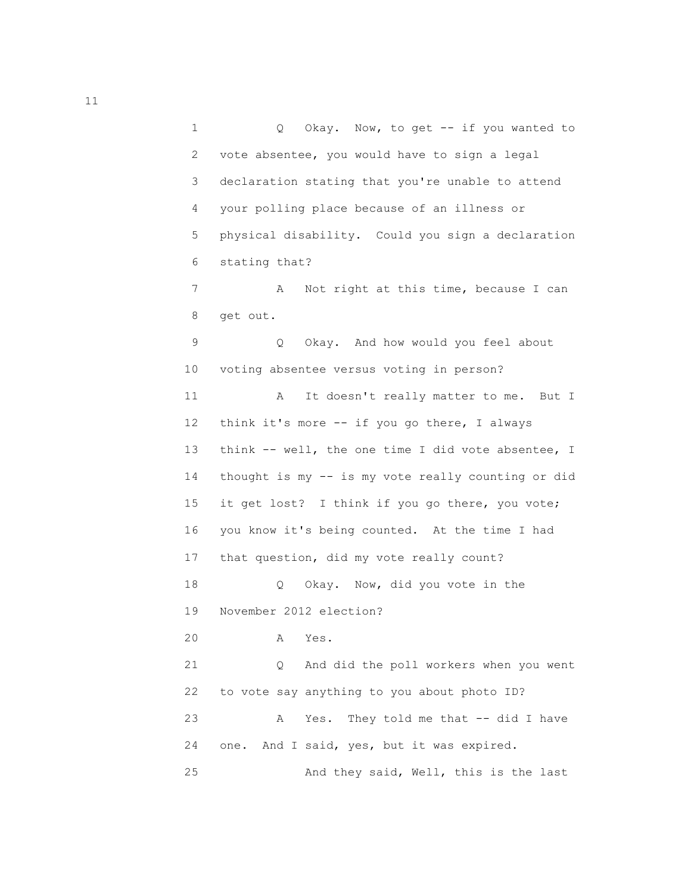1 Q Okay. Now, to get -- if you wanted to
2 vote absentee, you would have to sign a legal
3 declaration stating that you're unable to attend
4 your polling place because of an illness or
5 physical disability. Could you sign a declaration
6 stating that?

7 A Not right at this time, because I can
8 get out.

9 Q Okay. And how would you feel about
10 voting absentee versus voting in person?

11 A It doesn't really matter to me. But I
12 think it's more -- if you go there, I always
13 think -- well, the one time I did vote absentee, I
14 thought is my -- is my vote really counting or did
15 it get lost? I think if you go there, you vote;
16 you know it's being counted. At the time I had
17 that question, did my vote really count?

18 Q Okay. Now, did you vote in the
19 November 2012 election?

20 A Yes.

21 Q And did the poll workers when you went
22 to vote say anything to you about photo ID?

23 A Yes. They told me that -- did I have
24 one. And I said, yes, but it was expired.

25 And they said, Well, this is the last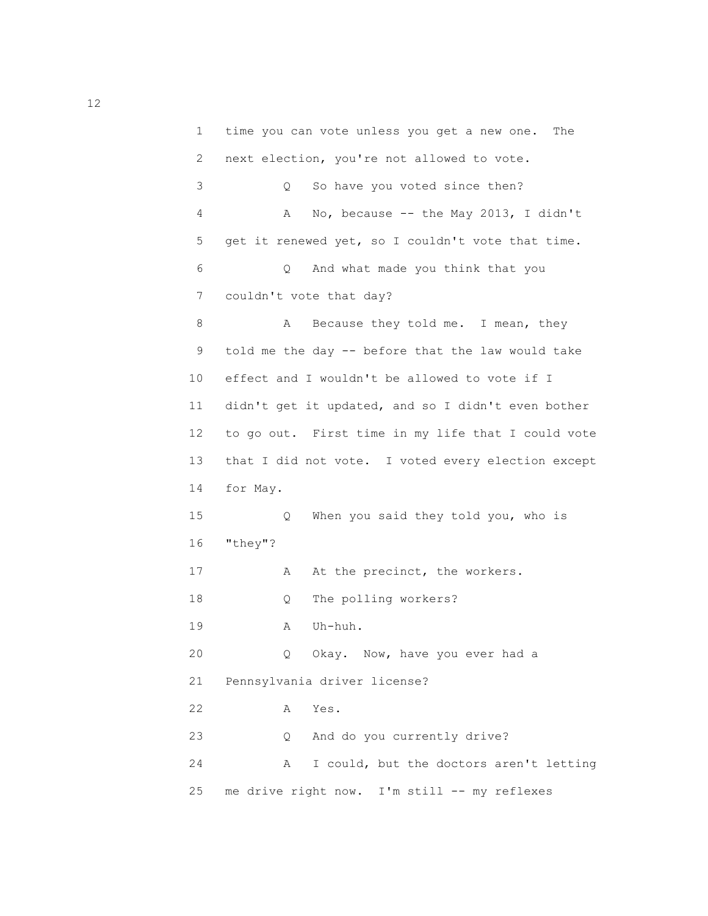1 time you can vote unless you get a new one. The
2 next election, you're not allowed to vote.
3 Q So have you voted since then?
4 A No, because -- the May 2013, I didn't
5 get it renewed yet, so I couldn't vote that time.
6 Q And what made you think that you
7 couldn't vote that day?
8 A Because they told me. I mean, they
9 told me the day -- before that the law would take
10 effect and I wouldn't be allowed to vote if I
11 didn't get it updated, and so I didn't even bother
12 to go out. First time in my life that I could vote
13 that I did not vote. I voted every election except
14 for May.
15 Q When you said they told you, who is
16 "they"?
17 A At the precinct, the workers.
18 Q The polling workers?
19 A Uh-huh.
20 Q Okay. Now, have you ever had a
21 Pennsylvania driver license?
22 A Yes.
23 Q And do you currently drive?
24 A I could, but the doctors aren't letting
25 me drive right now. I'm still -- my reflexes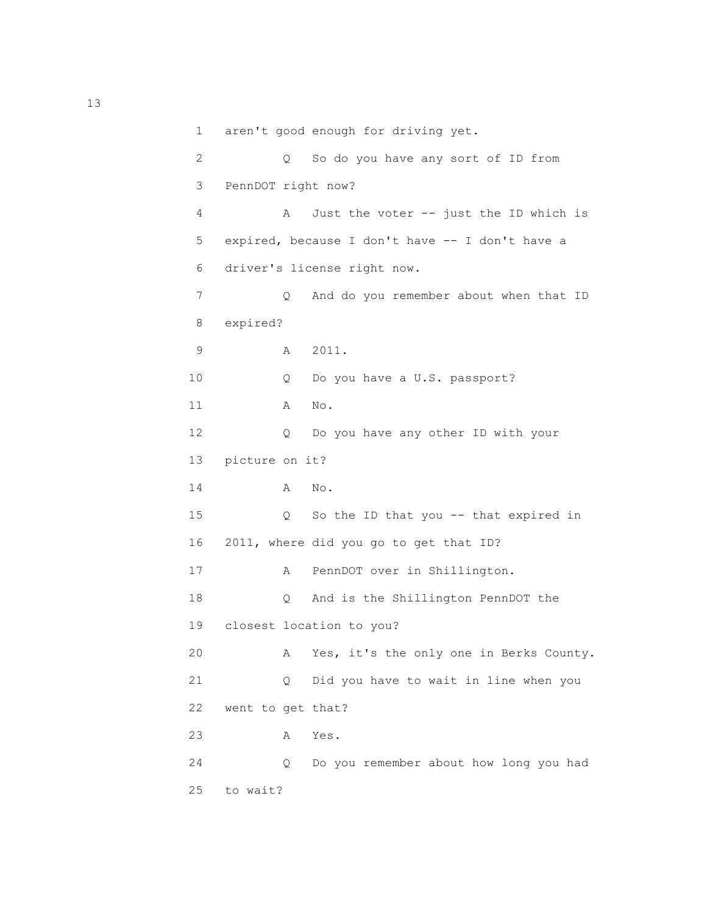1 aren't good enough for driving yet.

2 Q So do you have any sort of ID from

3 PennDOT right now?

4 A Just the voter -- just the ID which is

5 expired, because I don't have -- I don't have a

6 driver's license right now.

7 Q And do you remember about when that ID

8 expired?

9 A 2011.

10 Q Do you have a U.S. passport?

11 A No.

12 Q Do you have any other ID with your

13 picture on it?

14 A No.

15 Q So the ID that you -- that expired in

16 2011, where did you go to get that ID?

17 A PennDOT over in Shillington.

18 Q And is the Shillington PennDOT the

19 closest location to you?

20 A Yes, it's the only one in Berks County.

21 Q Did you have to wait in line when you

22 went to get that?

23 A Yes.

24 Q Do you remember about how long you had

25 to wait?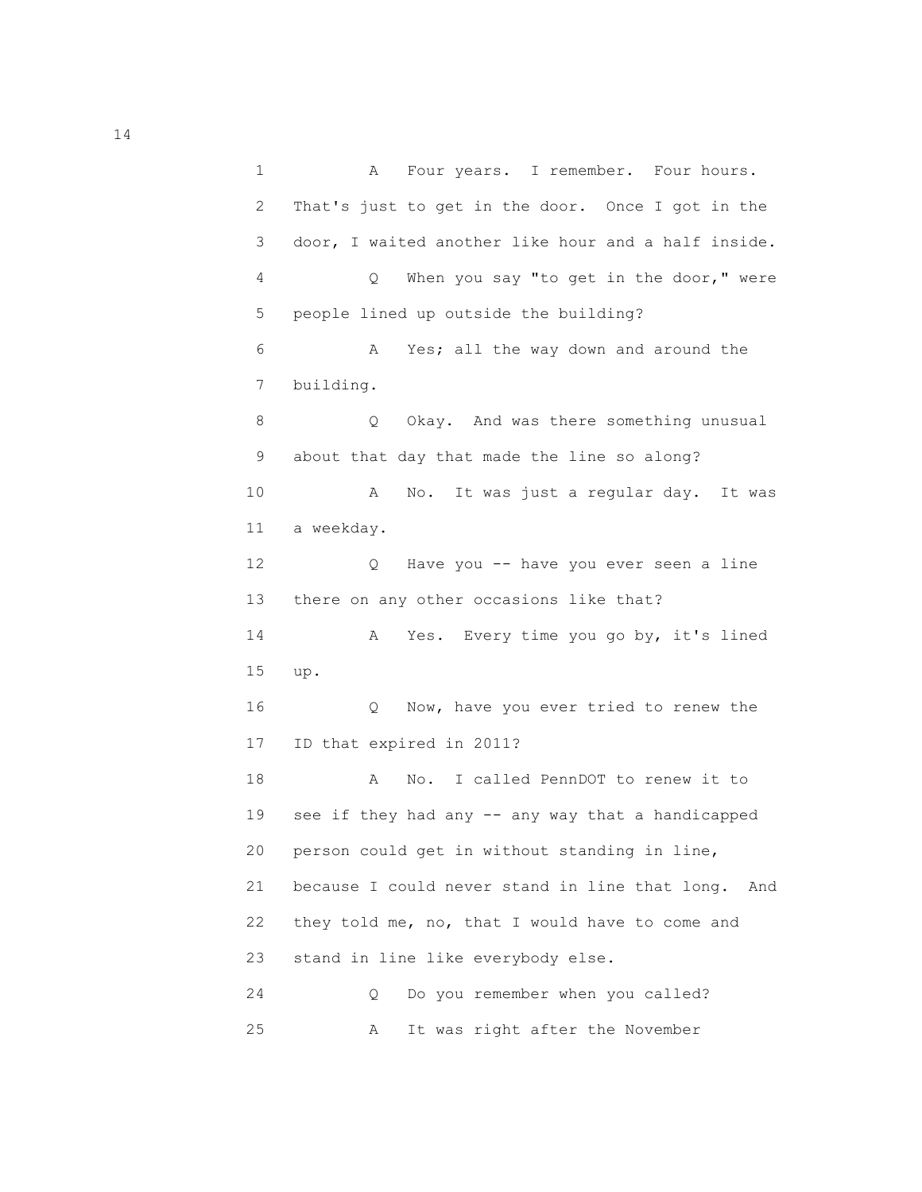1 A Four years. I remember. Four hours.
2 That's just to get in the door. Once I got in the
3 door, I waited another like hour and a half inside.
4 Q When you say "to get in the door," were
5 people lined up outside the building?
6 A Yes; all the way down and around the
7 building.
8 Q Okay. And was there something unusual
9 about that day that made the line so along?
10 A No. It was just a regular day. It was
11 a weekday.
12 Q Have you -- have you ever seen a line
13 there on any other occasions like that?
14 A Yes. Every time you go by, it's lined
15 up.
16 Q Now, have you ever tried to renew the
17 ID that expired in 2011?
18 A No. I called PennDOT to renew it to
19 see if they had any -- any way that a handicapped
20 person could get in without standing in line,
21 because I could never stand in line that long. And
22 they told me, no, that I would have to come and
23 stand in line like everybody else.
24 Q Do you remember when you called?
25 A It was right after the November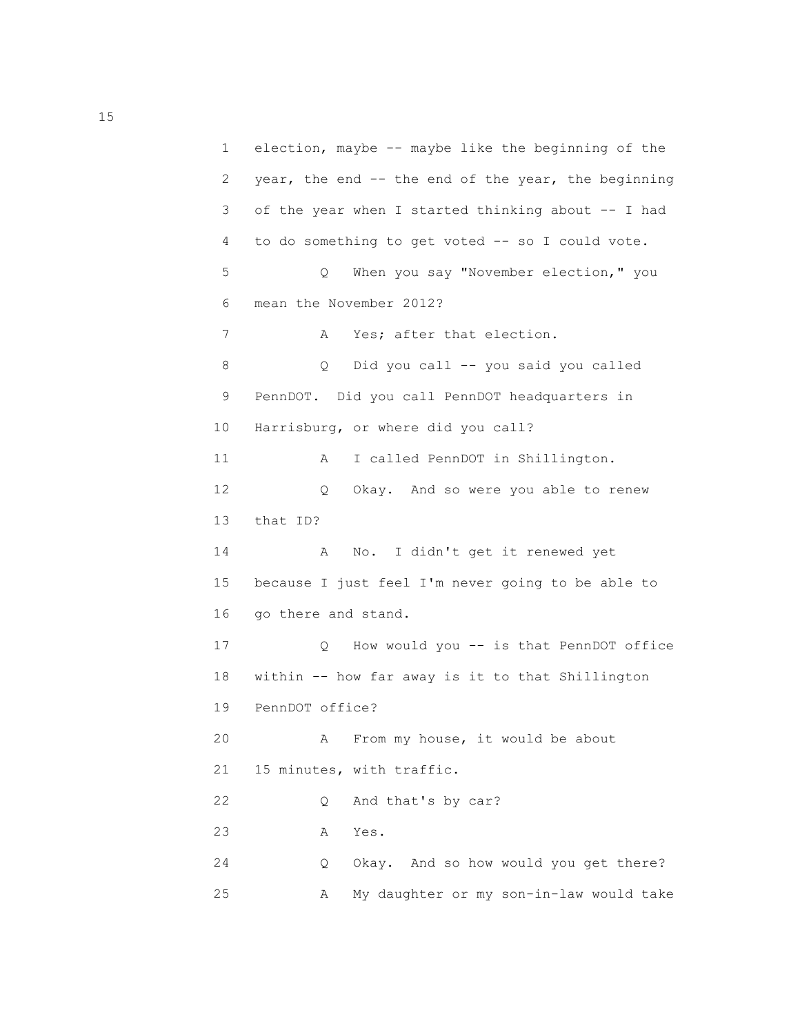1 election, maybe -- maybe like the beginning of the
2 year, the end -- the end of the year, the beginning
3 of the year when I started thinking about -- I had
4 to do something to get voted -- so I could vote.
5 Q When you say "November election," you
6 mean the November 2012?
7 A Yes; after that election.
8 Q Did you call -- you said you called
9 PennDOT. Did you call PennDOT headquarters in
10 Harrisburg, or where did you call?
11 A I called PennDOT in Shillington.
12 Q Okay. And so were you able to renew
13 that ID?
14 A No. I didn't get it renewed yet
15 because I just feel I'm never going to be able to
16 go there and stand.
17 Q How would you -- is that PennDOT office
18 within -- how far away is it to that Shillington
19 PennDOT office?
20 A From my house, it would be about
21 15 minutes, with traffic.
22 Q And that's by car?
23 A Yes.
24 Q Okay. And so how would you get there?
25 A My daughter or my son-in-law would take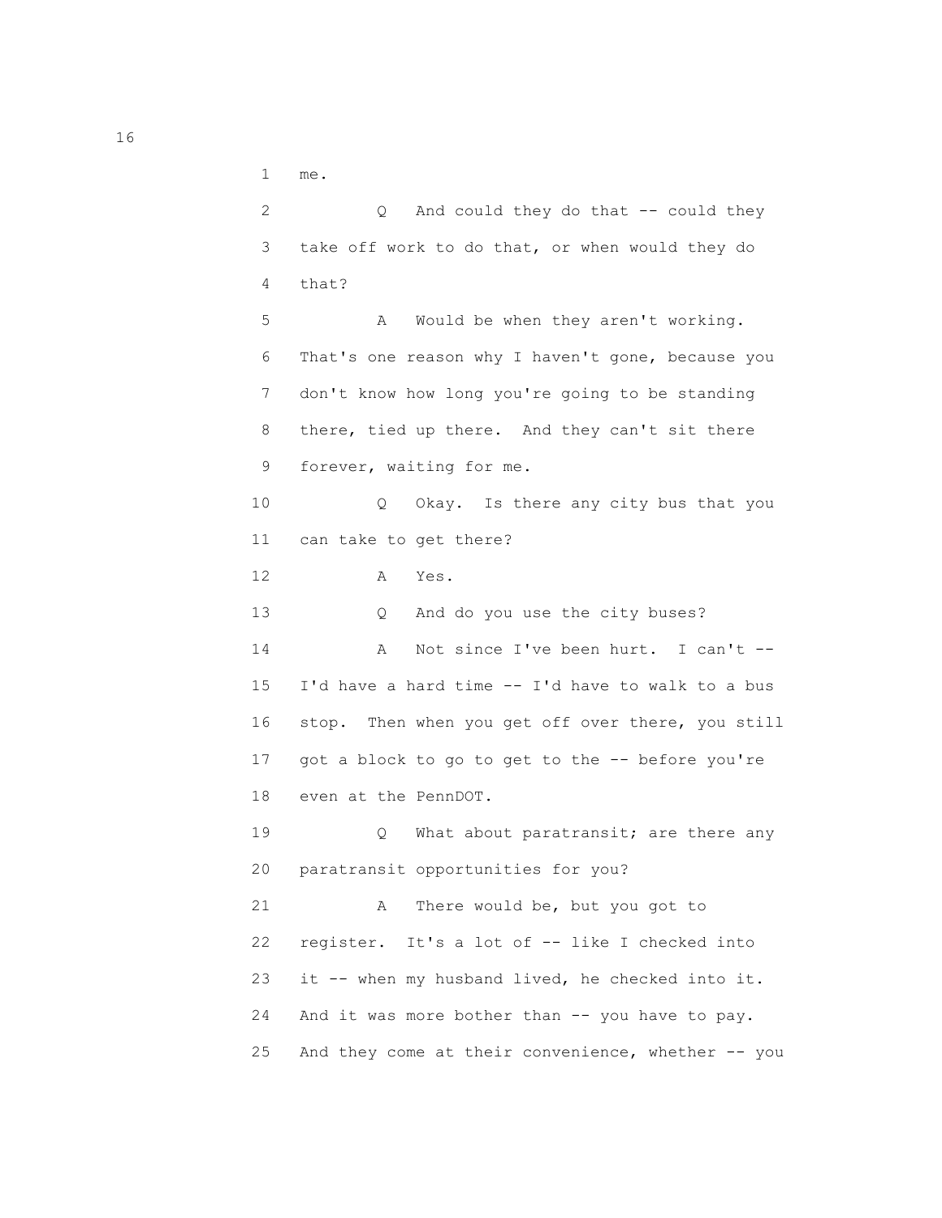1 me.

2 Q And could they do that -- could they

3 take off work to do that, or when would they do

4 that?

5 A Would be when they aren't working.

6 That's one reason why I haven't gone, because you

7 don't know how long you're going to be standing

8 there, tied up there. And they can't sit there

9 forever, waiting for me.

10 Q Okay. Is there any city bus that you

11 can take to get there?

12 A Yes.

13 Q And do you use the city buses?

14 A Not since I've been hurt. I can't --

15 I'd have a hard time -- I'd have to walk to a bus

16 stop. Then when you get off over there, you still

17 got a block to go to get to the -- before you're

18 even at the PennDOT.

19 Q What about paratransit; are there any

20 paratransit opportunities for you?

21 A There would be, but you got to

22 register. It's a lot of -- like I checked into

23 it -- when my husband lived, he checked into it.

24 And it was more bother than -- you have to pay.

25 And they come at their convenience, whether -- you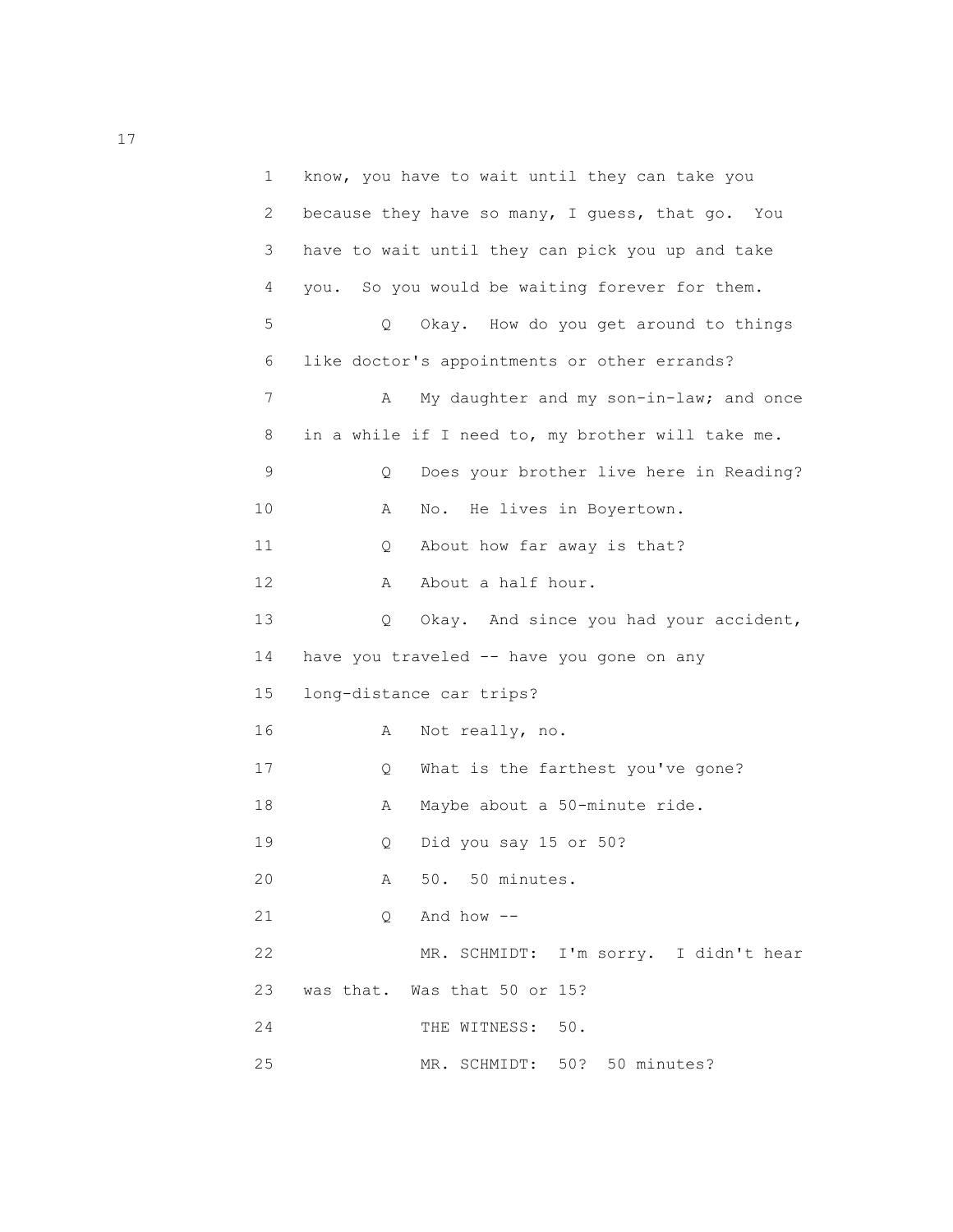1 know, you have to wait until they can take you
2 because they have so many, I guess, that go. You
3 have to wait until they can pick you up and take
4 you. So you would be waiting forever for them.
5 Q Okay. How do you get around to things
6 like doctor's appointments or other errands?
7 A My daughter and my son-in-law; and once
8 in a while if I need to, my brother will take me.
9 Q Does your brother live here in Reading?
10 A No. He lives in Boyertown.
11 Q About how far away is that?
12 A About a half hour.
13 Q Okay. And since you had your accident,
14 have you traveled -- have you gone on any
15 long-distance car trips?
16 A Not really, no.
17 Q What is the farthest you've gone?
18 A Maybe about a 50-minute ride.
19 Q Did you say 15 or 50?
20 A 50. 50 minutes.
21 Q And how --
22 MR. SCHMIDT: I'm sorry. I didn't hear
23 was that. Was that 50 or 15?
24 THE WITNESS: 50.
25 MR. SCHMIDT: 50? 50 minutes?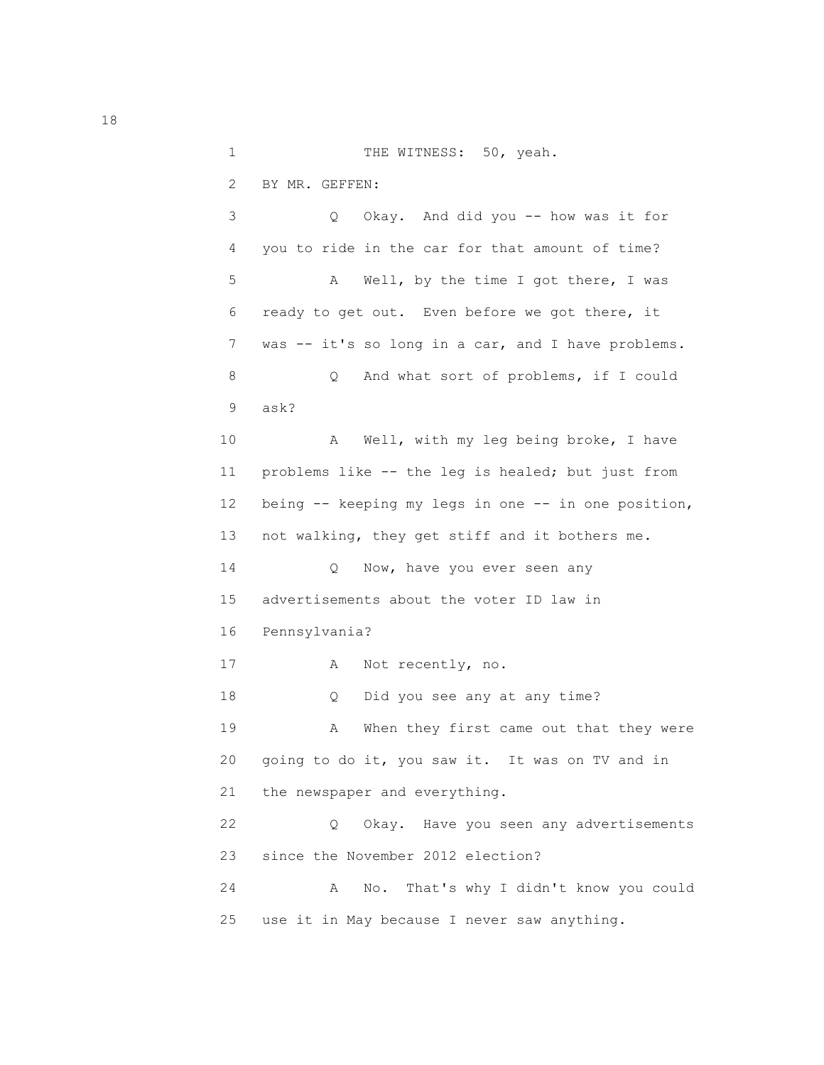1 THE WITNESS: 50, yeah.

2 BY MR. GEFFEN:

3 Q Okay. And did you -- how was it for

4 you to ride in the car for that amount of time?

5 A Well, by the time I got there, I was

6 ready to get out. Even before we got there, it

7 was -- it's so long in a car, and I have problems.

8 Q And what sort of problems, if I could

9 ask?

10 A Well, with my leg being broke, I have

11 problems like -- the leg is healed; but just from

12 being -- keeping my legs in one -- in one position,

13 not walking, they get stiff and it bothers me.

14 Q Now, have you ever seen any

15 advertisements about the voter ID law in

16 Pennsylvania?

17 A Not recently, no.

18 Q Did you see any at any time?

19 A When they first came out that they were

20 going to do it, you saw it. It was on TV and in

21 the newspaper and everything.

22 Q Okay. Have you seen any advertisements

23 since the November 2012 election?

24 A No. That's why I didn't know you could

25 use it in May because I never saw anything.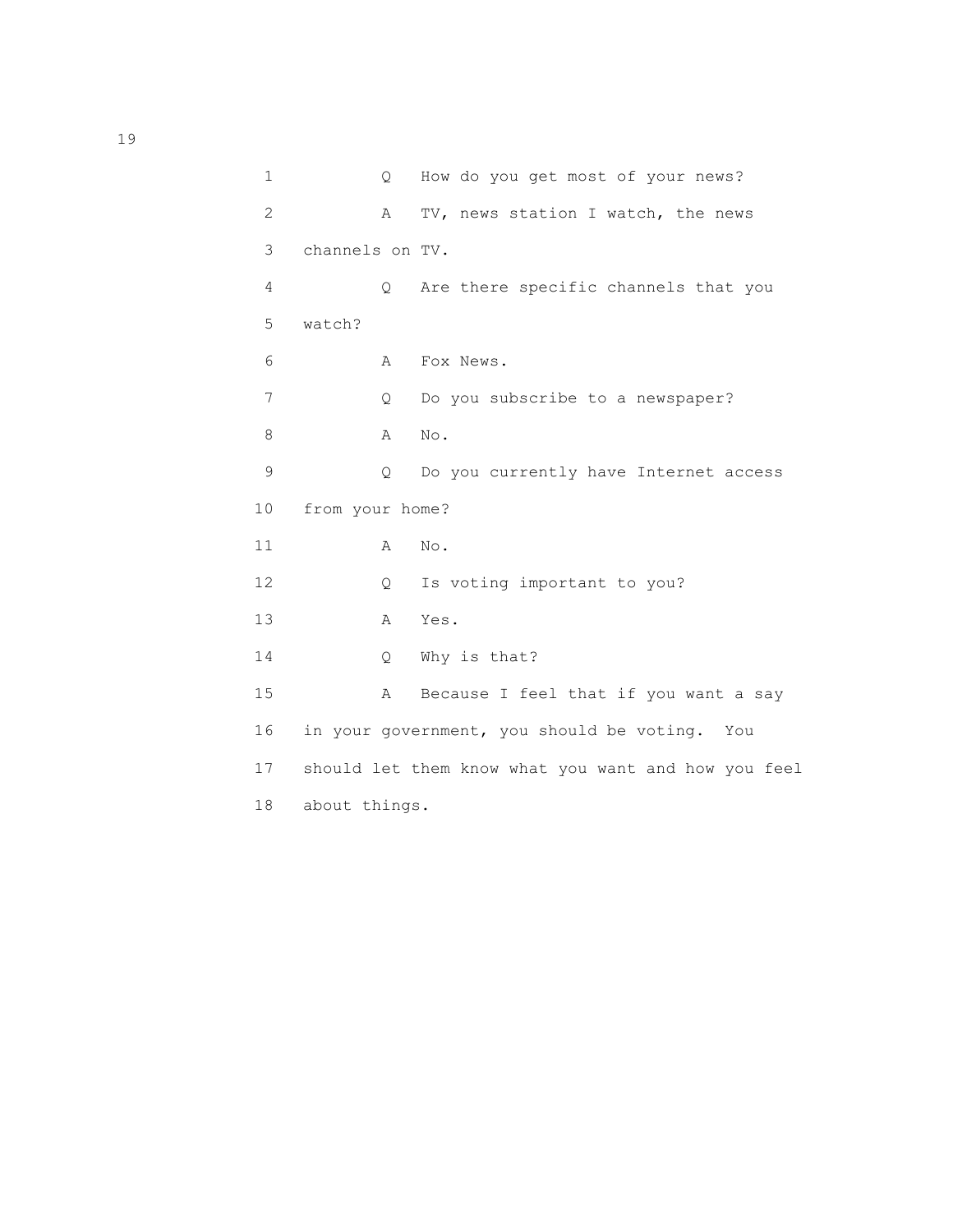Q How do you get most of your news?

A TV, news station I watch, the news channels on TV.

Q Are there specific channels that you watch?

A Fox News.

Q Do you subscribe to a newspaper?

A No.

Q Do you currently have Internet access from your home?

A No.

Q Is voting important to you?

A Yes.

Q Why is that?

A Because I feel that if you want a say in your government, you should be voting. You should let them know what you want and how you feel about things.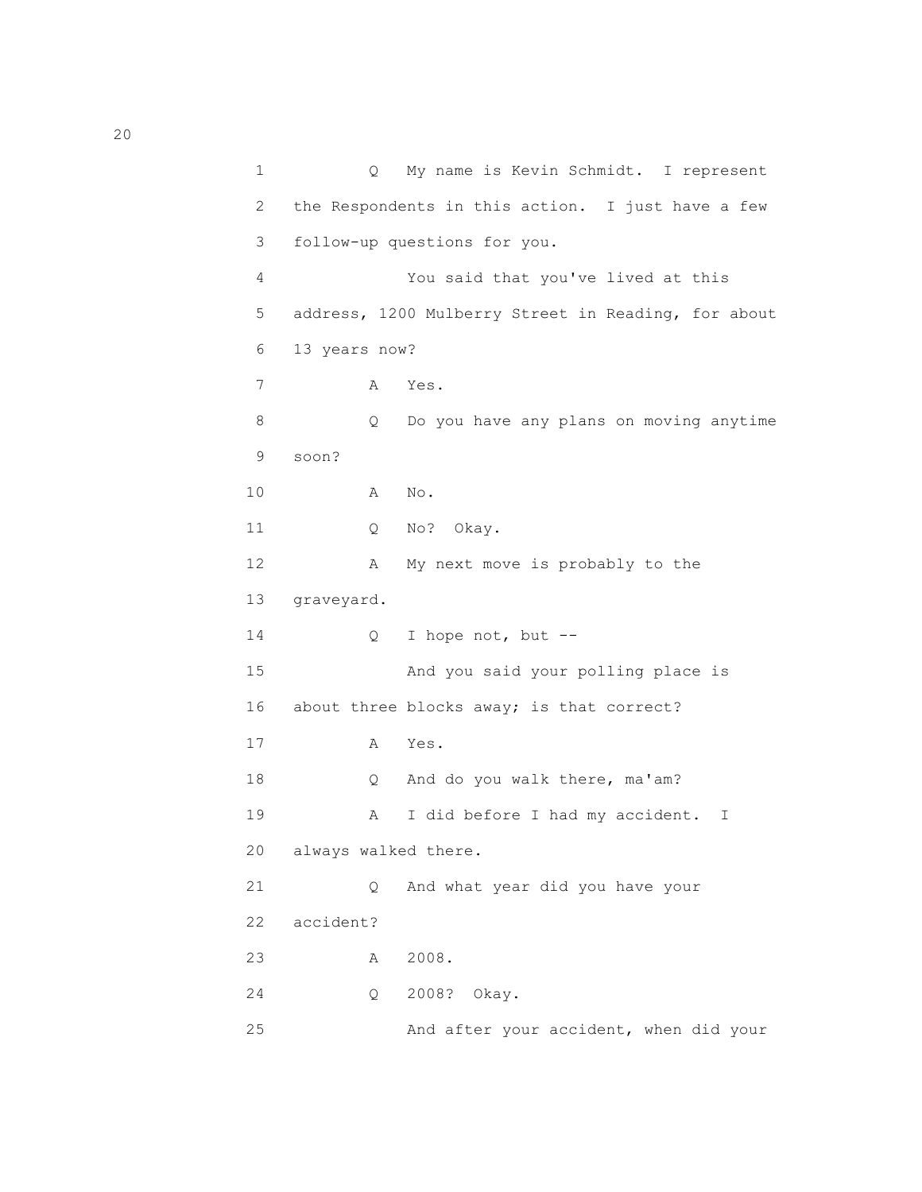1 Q My name is Kevin Schmidt. I represent
2 the Respondents in this action. I just have a few
3 follow-up questions for you.
4 You said that you've lived at this
5 address, 1200 Mulberry Street in Reading, for about
6 13 years now?
7 A Yes.
8 Q Do you have any plans on moving anytime
9 soon?
10 A No.
11 Q No? Okay.
12 A My next move is probably to the
13 graveyard.
14 Q I hope not, but --
15 And you said your polling place is
16 about three blocks away; is that correct?
17 A Yes.
18 Q And do you walk there, ma'am?
19 A I did before I had my accident. I
20 always walked there.
21 Q And what year did you have your
22 accident?
23 A 2008.
24 Q 2008? Okay.
25 And after your accident, when did your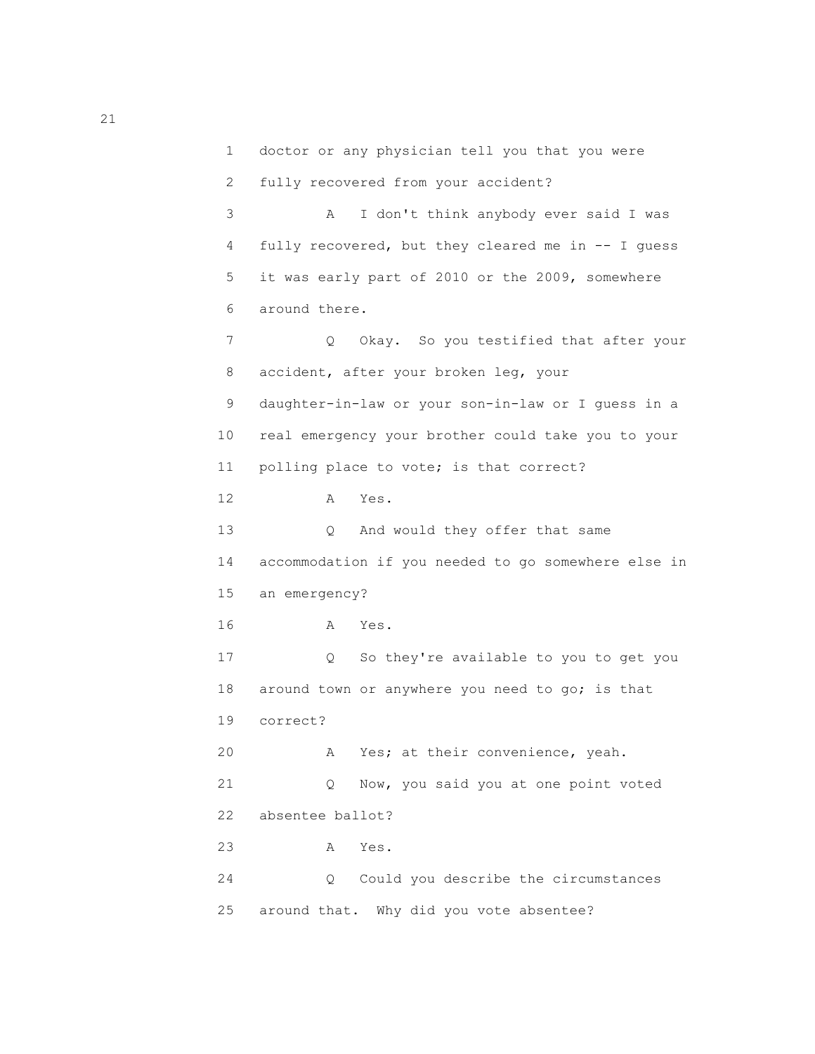1 doctor or any physician tell you that you were

2 fully recovered from your accident?

3 A I don't think anybody ever said I was

4 fully recovered, but they cleared me in -- I guess

5 it was early part of 2010 or the 2009, somewhere

6 around there.

7 Q Okay. So you testified that after your

8 accident, after your broken leg, your

9 daughter-in-law or your son-in-law or I guess in a

10 real emergency your brother could take you to your

11 polling place to vote; is that correct?

12 A Yes.

13 Q And would they offer that same

14 accommodation if you needed to go somewhere else in

15 an emergency?

16 A Yes.

17 Q So they're available to you to get you

18 around town or anywhere you need to go; is that

19 correct?

20 A Yes; at their convenience, yeah.

21 Q Now, you said you at one point voted

22 absentee ballot?

23 A Yes.

24 Q Could you describe the circumstances

25 around that. Why did you vote absentee?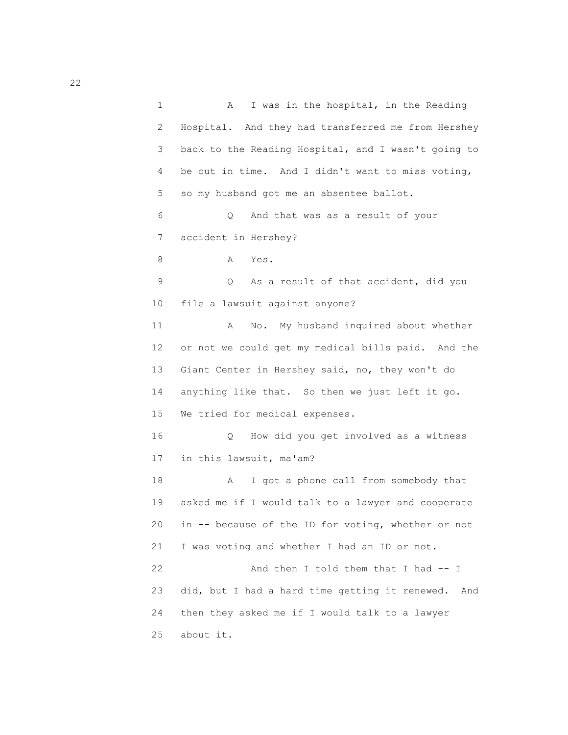1 A I was in the hospital, in the Reading
2 Hospital. And they had transferred me from Hershey
3 back to the Reading Hospital, and I wasn't going to
4 be out in time. And I didn't want to miss voting,
5 so my husband got me an absentee ballot.
6 Q And that was as a result of your
7 accident in Hershey?
8 A Yes.
9 Q As a result of that accident, did you
10 file a lawsuit against anyone?
11 A No. My husband inquired about whether
12 or not we could get my medical bills paid. And the
13 Giant Center in Hershey said, no, they won't do
14 anything like that. So then we just left it go.
15 We tried for medical expenses.
16 Q How did you get involved as a witness
17 in this lawsuit, ma'am?
18 A I got a phone call from somebody that
19 asked me if I would talk to a lawyer and cooperate
20 in -- because of the ID for voting, whether or not
21 I was voting and whether I had an ID or not.
22 And then I told them that I had -- I
23 did, but I had a hard time getting it renewed. And
24 then they asked me if I would talk to a lawyer
25 about it.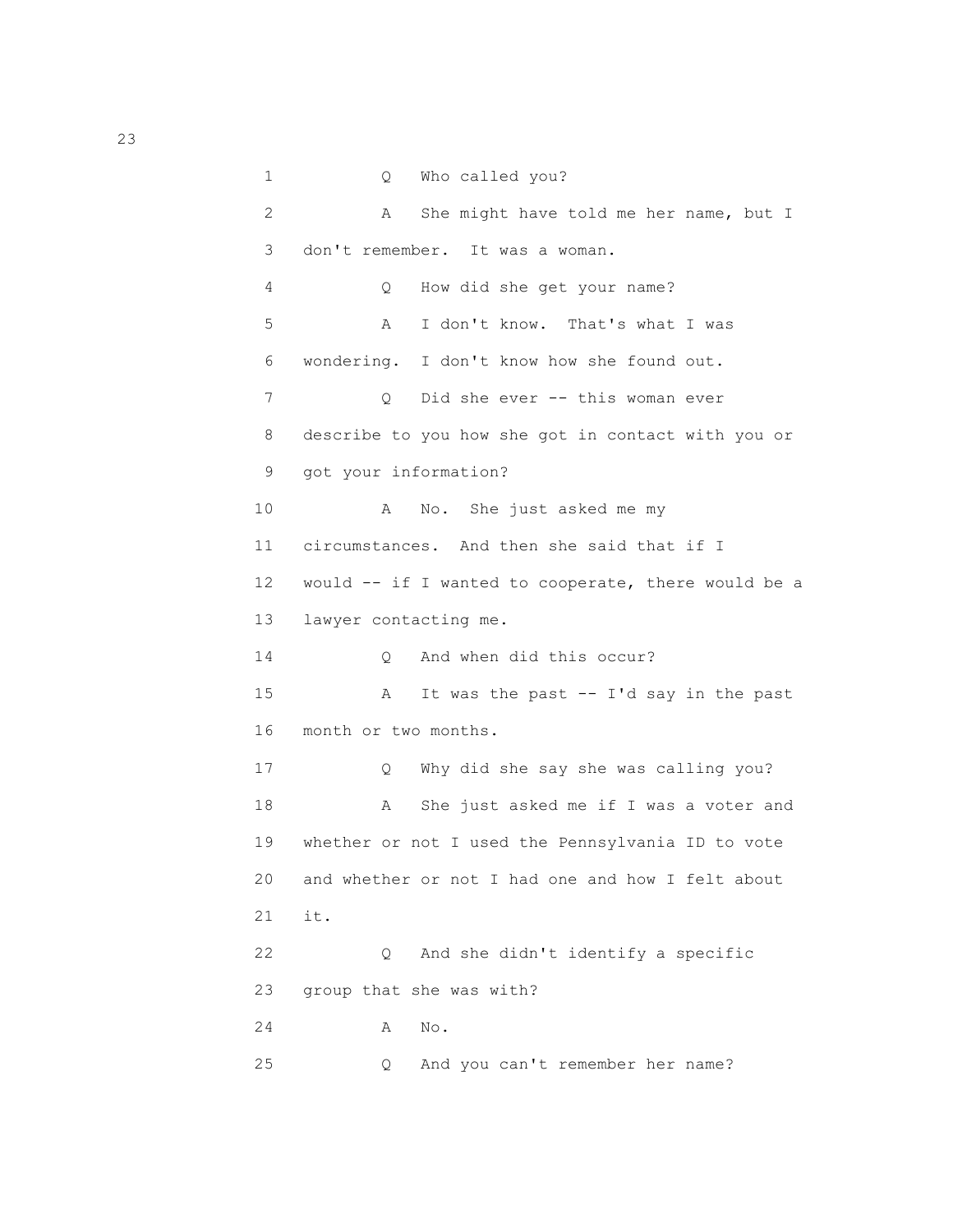1 Q Who called you?

2 A She might have told me her name, but I

3 don't remember. It was a woman.

4 Q How did she get your name?

5 A I don't know. That's what I was

6 wondering. I don't know how she found out.

7 Q Did she ever -- this woman ever

8 describe to you how she got in contact with you or

9 got your information?

10 A No. She just asked me my

11 circumstances. And then she said that if I

12 would -- if I wanted to cooperate, there would be a

13 lawyer contacting me.

14 Q And when did this occur?

15 A It was the past -- I'd say in the past

16 month or two months.

17 Q Why did she say she was calling you?

18 A She just asked me if I was a voter and

19 whether or not I used the Pennsylvania ID to vote

20 and whether or not I had one and how I felt about

21 it.

22 Q And she didn't identify a specific

23 group that she was with?

24 A No.

25 Q And you can't remember her name?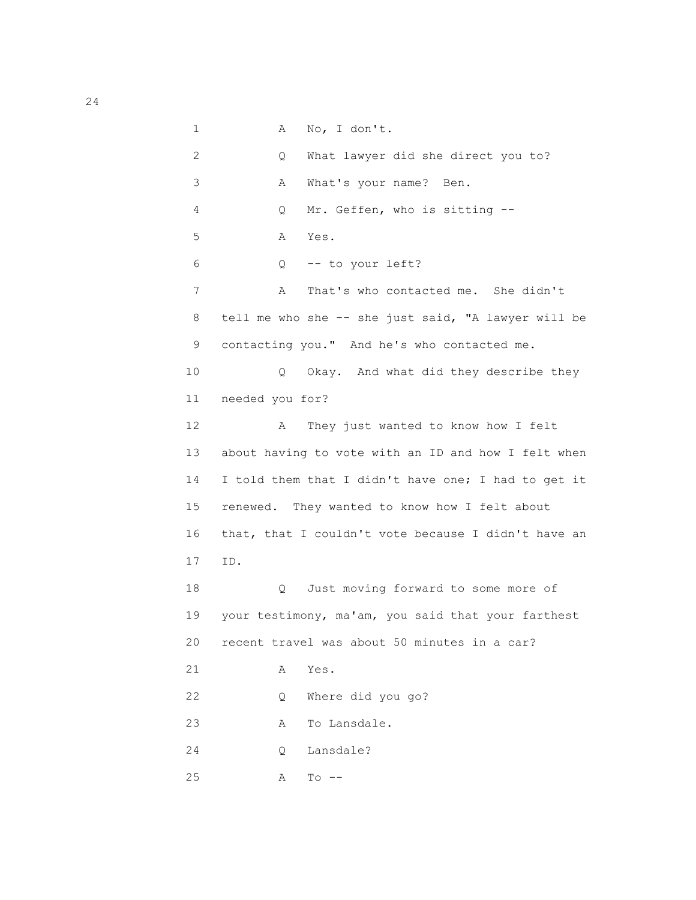1 A No, I don't.

2 Q What lawyer did she direct you to?

3 A What's your name? Ben.

4 Q Mr. Geffen, who is sitting --

5 A Yes.

6 Q -- to your left?

7 A That's who contacted me. She didn't

8 tell me who she -- she just said, "A lawyer will be

9 contacting you." And he's who contacted me.

10 Q Okay. And what did they describe they

11 needed you for?

12 A They just wanted to know how I felt

13 about having to vote with an ID and how I felt when

14 I told them that I didn't have one; I had to get it

15 renewed. They wanted to know how I felt about

16 that, that I couldn't vote because I didn't have an

17 ID.

18 Q Just moving forward to some more of

19 your testimony, ma'am, you said that your farthest

20 recent travel was about 50 minutes in a car?

21 A Yes.

22 Q Where did you go?

23 A To Lansdale.

24 Q Lansdale?

25 A To --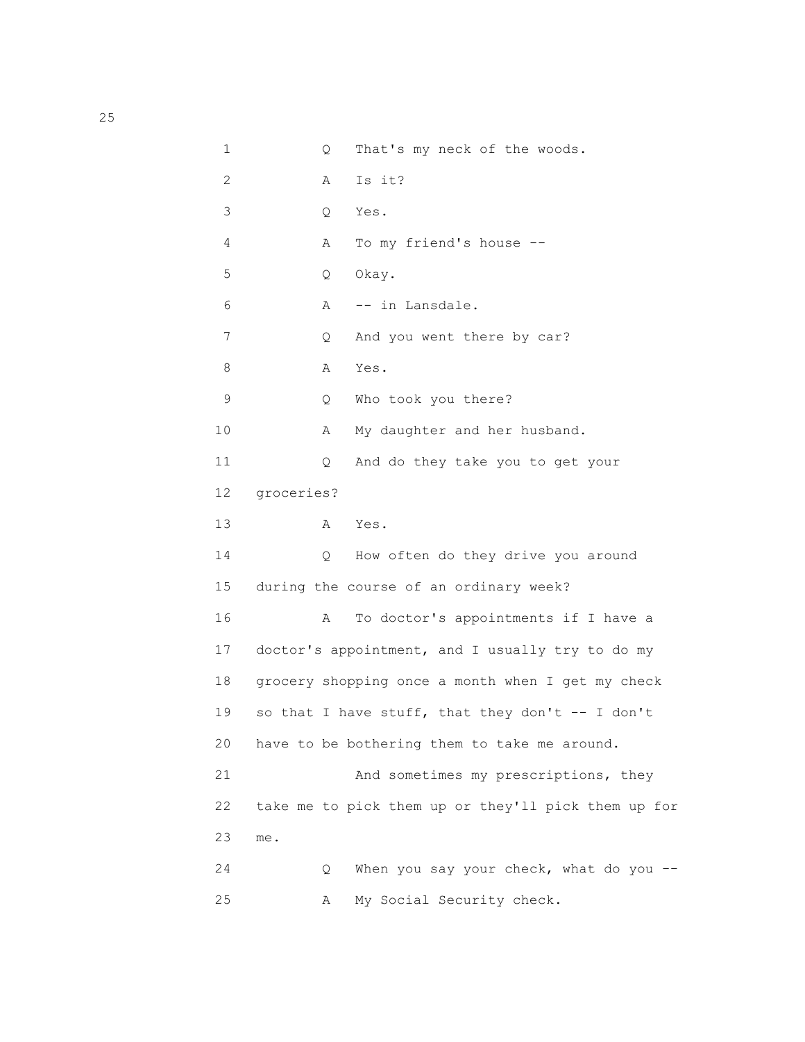1 Q That's my neck of the woods.

2 A Is it?

3 Q Yes.

4 A To my friend's house --

5 Q Okay.

6 A -- in Lansdale.

7 Q And you went there by car?

8 A Yes.

9 Q Who took you there?

10 A My daughter and her husband.

11 Q And do they take you to get your

12 groceries?

13 A Yes.

14 Q How often do they drive you around

15 during the course of an ordinary week?

16 A To doctor's appointments if I have a

17 doctor's appointment, and I usually try to do my

18 grocery shopping once a month when I get my check

19 so that I have stuff, that they don't -- I don't

20 have to be bothering them to take me around.

21 And sometimes my prescriptions, they

22 take me to pick them up or they'll pick them up for

23 me.

24 Q When you say your check, what do you --

25 A My Social Security check.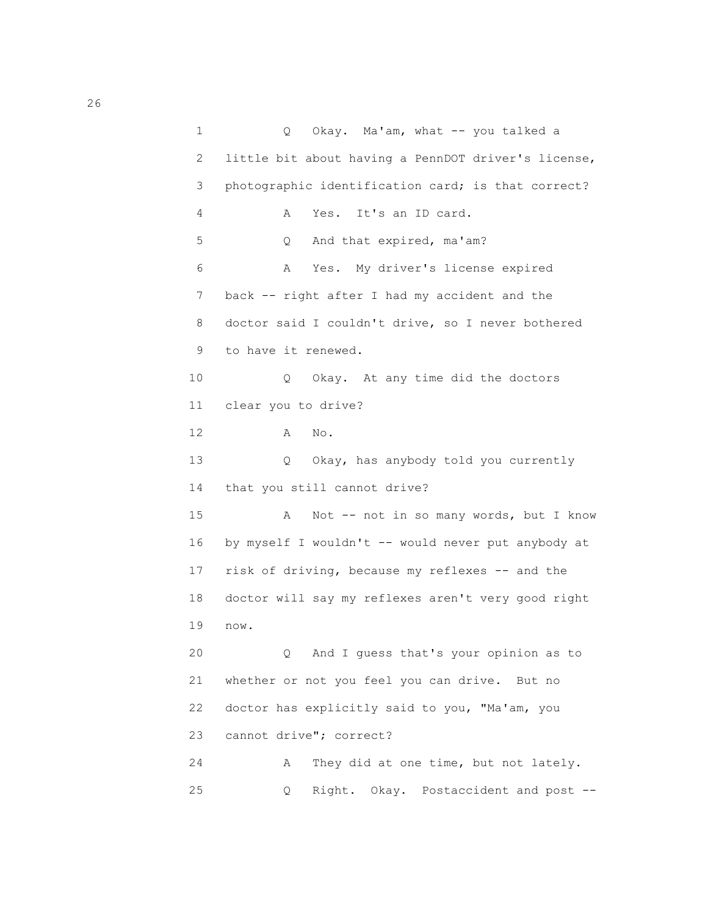1 Q Okay. Ma'am, what -- you talked a
2 little bit about having a PennDOT driver's license,
3 photographic identification card; is that correct?
4 A Yes. It's an ID card.
5 Q And that expired, ma'am?
6 A Yes. My driver's license expired
7 back -- right after I had my accident and the
8 doctor said I couldn't drive, so I never bothered
9 to have it renewed.
10 Q Okay. At any time did the doctors
11 clear you to drive?
12 A No.
13 Q Okay, has anybody told you currently
14 that you still cannot drive?
15 A Not -- not in so many words, but I know
16 by myself I wouldn't -- would never put anybody at
17 risk of driving, because my reflexes -- and the
18 doctor will say my reflexes aren't very good right
19 now.
20 Q And I guess that's your opinion as to
21 whether or not you feel you can drive. But no
22 doctor has explicitly said to you, "Ma'am, you
23 cannot drive"; correct?
24 A They did at one time, but not lately.
25 Q Right. Okay. Postaccident and post --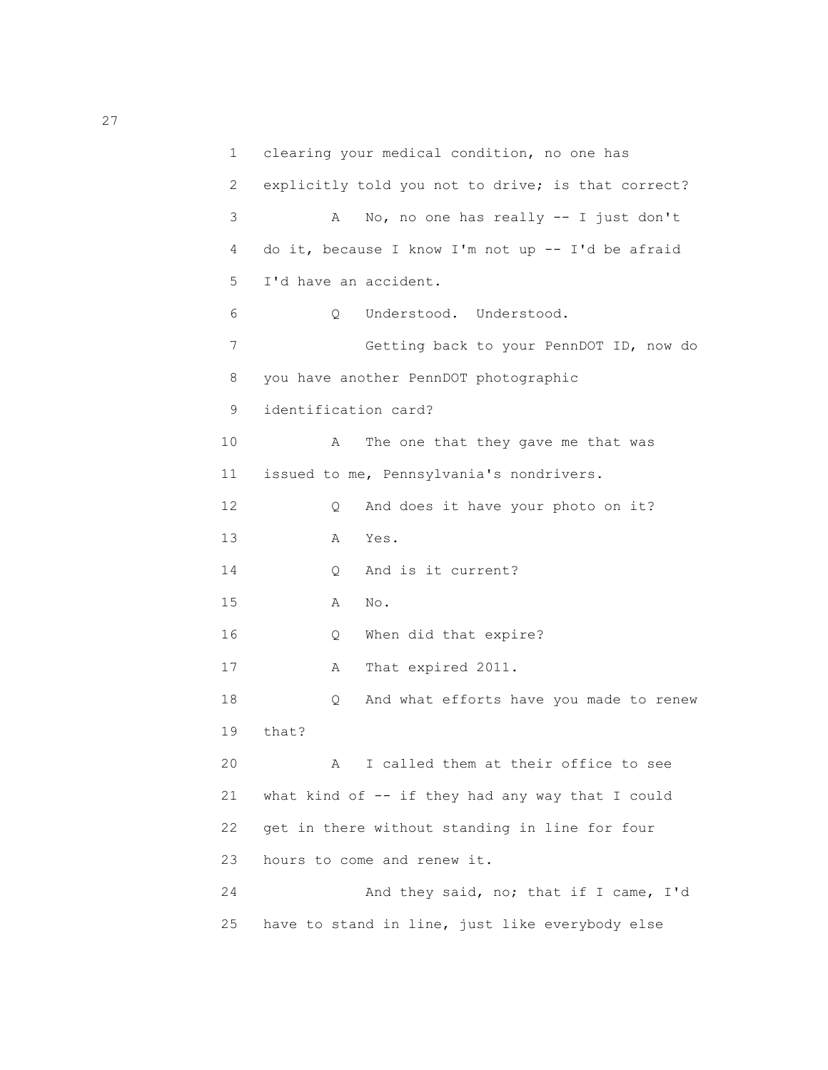1 clearing your medical condition, no one has
2 explicitly told you not to drive; is that correct?
3 A No, no one has really -- I just don't
4 do it, because I know I'm not up -- I'd be afraid
5 I'd have an accident.
6 Q Understood. Understood.
7 Getting back to your PennDOT ID, now do
8 you have another PennDOT photographic
9 identification card?
10 A The one that they gave me that was
11 issued to me, Pennsylvania's nondrivers.
12 Q And does it have your photo on it?
13 A Yes.
14 Q And is it current?
15 A No.
16 Q When did that expire?
17 A That expired 2011.
18 Q And what efforts have you made to renew
19 that?
20 A I called them at their office to see
21 what kind of -- if they had any way that I could
22 get in there without standing in line for four
23 hours to come and renew it.
24 And they said, no; that if I came, I'd
25 have to stand in line, just like everybody else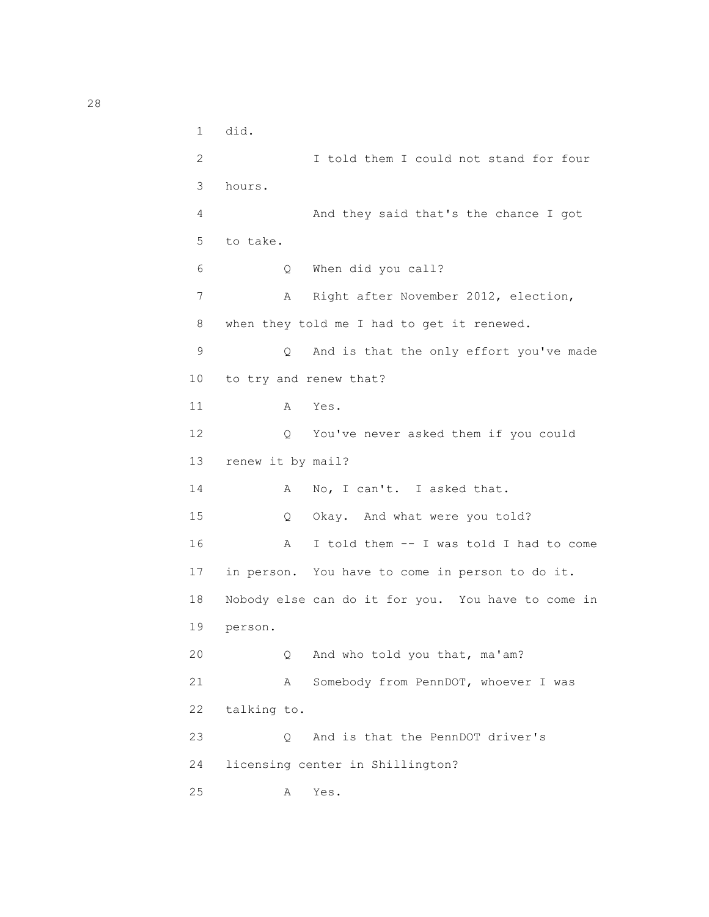1 did.

2 I told them I could not stand for four

3 hours.

4 And they said that's the chance I got

5 to take.

6 Q When did you call?

7 A Right after November 2012, election,

8 when they told me I had to get it renewed.

9 Q And is that the only effort you've made

10 to try and renew that?

11 A Yes.

12 Q You've never asked them if you could

13 renew it by mail?

14 A No, I can't. I asked that.

15 Q Okay. And what were you told?

16 A I told them -- I was told I had to come

17 in person. You have to come in person to do it.

18 Nobody else can do it for you. You have to come in

19 person.

20 Q And who told you that, ma'am?

21 A Somebody from PennDOT, whoever I was

22 talking to.

23 Q And is that the PennDOT driver's

24 licensing center in Shillington?

25 A Yes.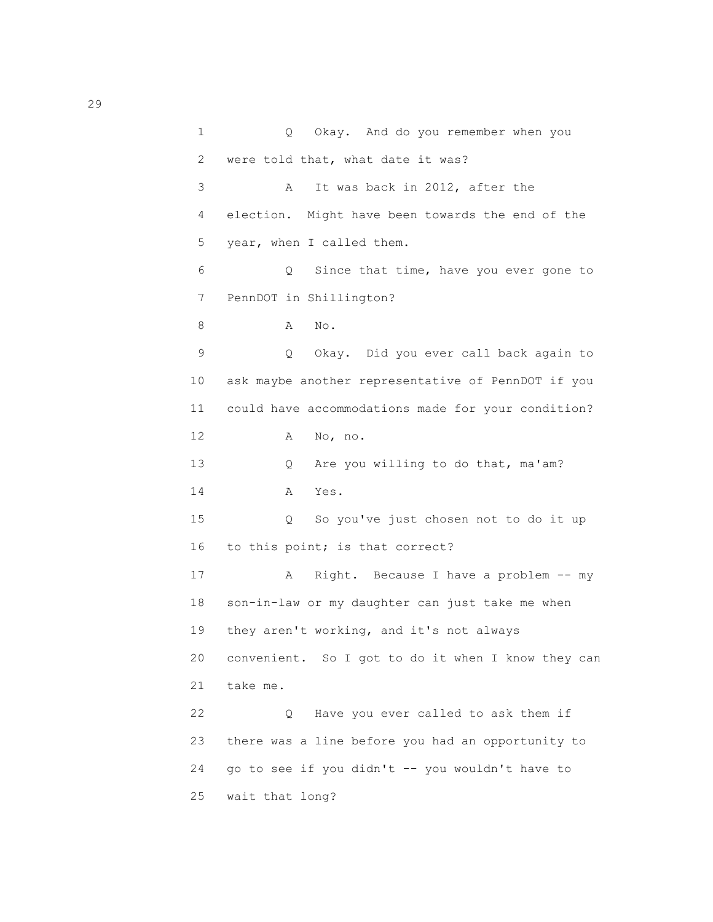1 Q Okay. And do you remember when you
2 were told that, what date it was?
3 A It was back in 2012, after the
4 election. Might have been towards the end of the
5 year, when I called them.
6 Q Since that time, have you ever gone to
7 PennDOT in Shillington?
8 A No.
9 Q Okay. Did you ever call back again to
10 ask maybe another representative of PennDOT if you
11 could have accommodations made for your condition?
12 A No, no.
13 Q Are you willing to do that, ma'am?
14 A Yes.
15 Q So you've just chosen not to do it up
16 to this point; is that correct?
17 A Right. Because I have a problem -- my
18 son-in-law or my daughter can just take me when
19 they aren't working, and it's not always
20 convenient. So I got to do it when I know they can
21 take me.
22 Q Have you ever called to ask them if
23 there was a line before you had an opportunity to
24 go to see if you didn't -- you wouldn't have to
25 wait that long?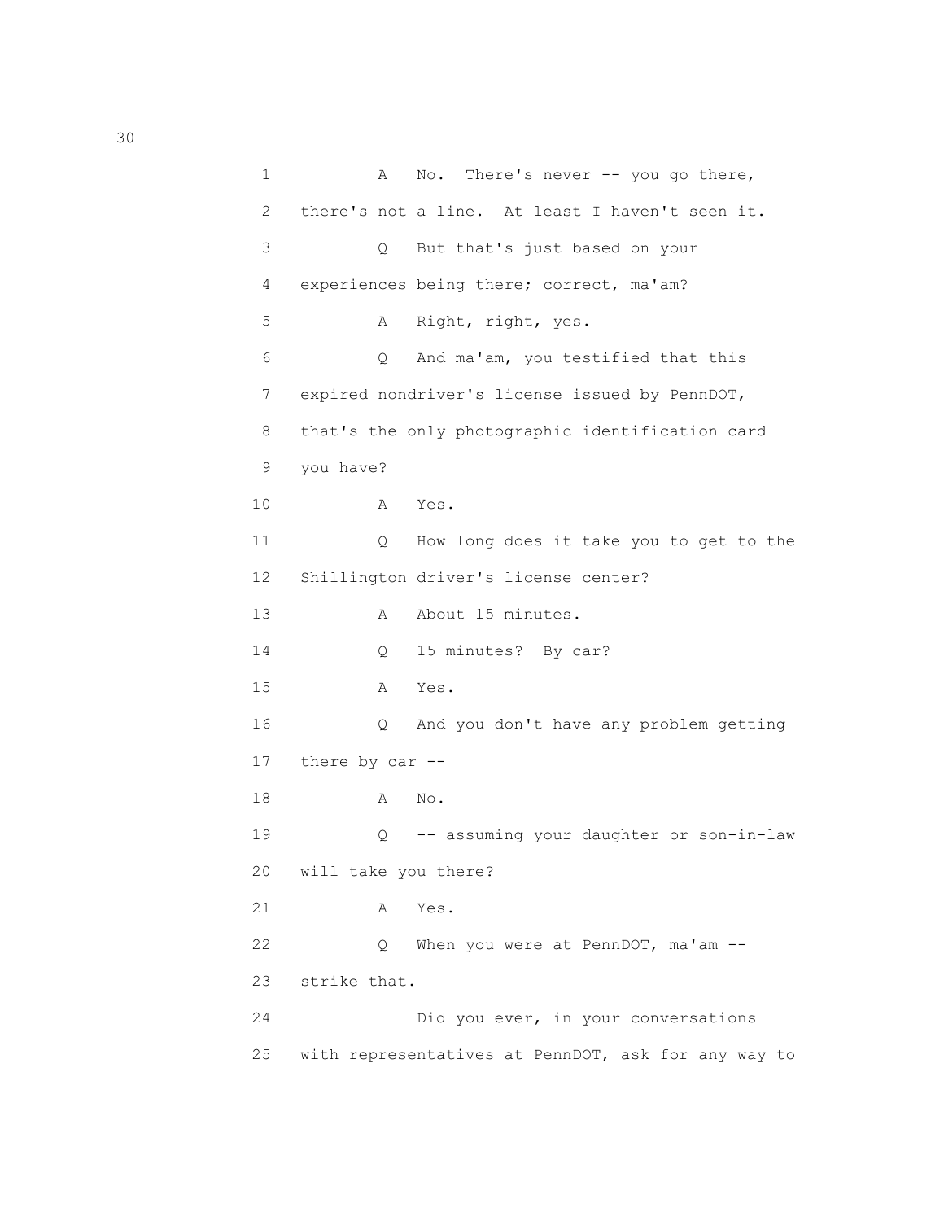1 A No. There's never -- you go there,

2 there's not a line. At least I haven't seen it.

3 Q But that's just based on your

4 experiences being there; correct, ma'am?

5 A Right, right, yes.

6 Q And ma'am, you testified that this

7 expired nondriver's license issued by PennDOT,

8 that's the only photographic identification card

9 you have?

10 A Yes.

11 Q How long does it take you to get to the

12 Shillington driver's license center?

13 A About 15 minutes.

14 Q 15 minutes? By car?

15 A Yes.

16 Q And you don't have any problem getting

17 there by car --

18 A No.

19 Q -- assuming your daughter or son-in-law

20 will take you there?

21 A Yes.

22 Q When you were at PennDOT, ma'am --

23 strike that.

24 Did you ever, in your conversations

25 with representatives at PennDOT, ask for any way to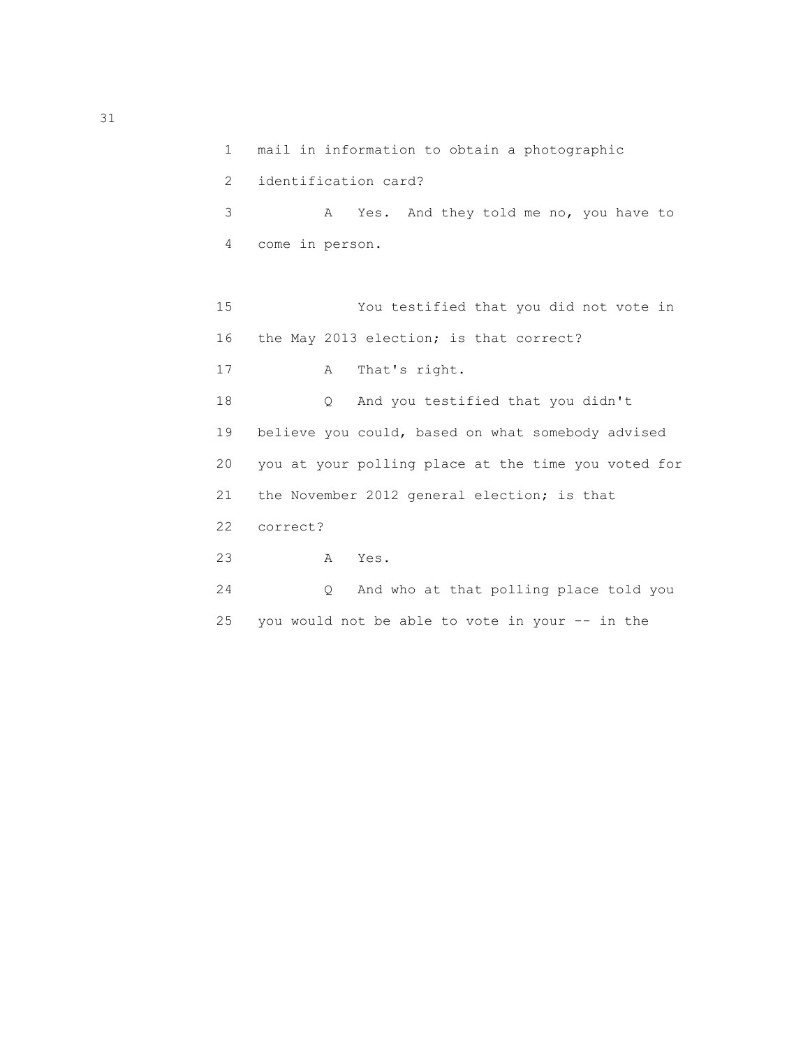1 mail in information to obtain a photographic

2 identification card?

3 A Yes. And they told me no, you have to

4 come in person.

15 You testified that you did not vote in

16 the May 2013 election; is that correct?

17 A That's right.

18 Q And you testified that you didn't

19 believe you could, based on what somebody advised

20 you at your polling place at the time you voted for

21 the November 2012 general election; is that

22 correct?

23 A Yes.

24 Q And who at that polling place told you

25 you would not be able to vote in your -- in the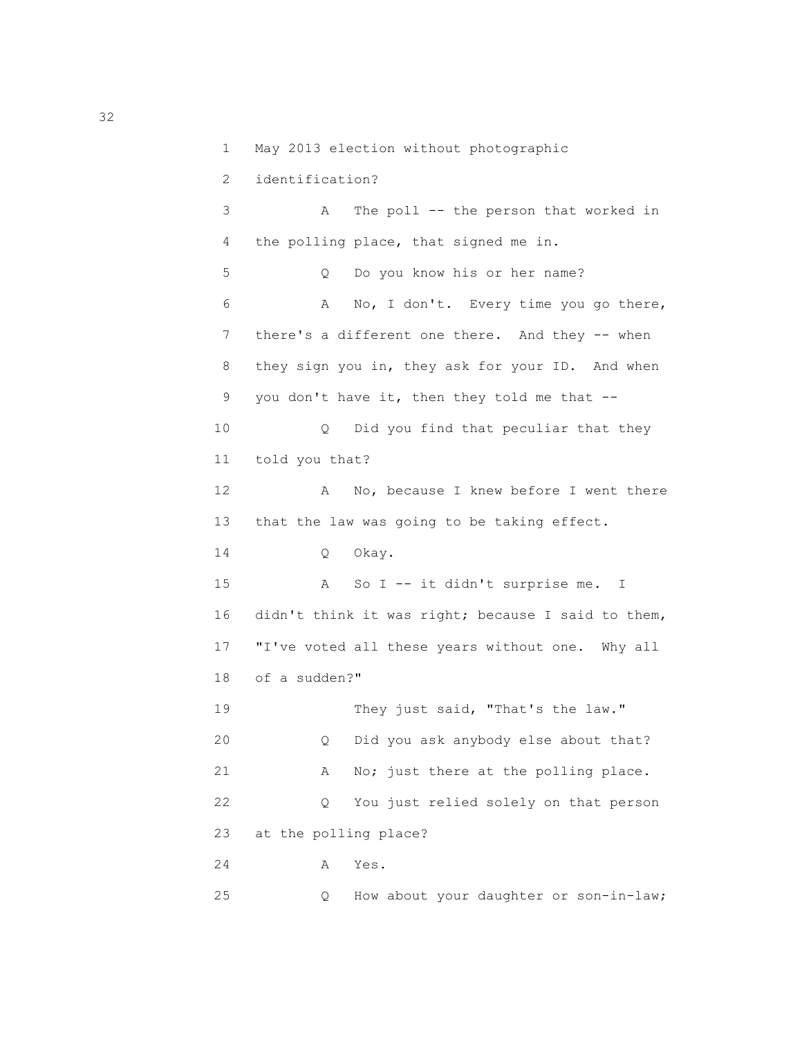1 May 2013 election without photographic

2 identification?

3 A The poll -- the person that worked in

4 the polling place, that signed me in.

5 Q Do you know his or her name?

6 A No, I don't. Every time you go there,

7 there's a different one there. And they -- when

8 they sign you in, they ask for your ID. And when

9 you don't have it, then they told me that --

10 Q Did you find that peculiar that they

11 told you that?

12 A No, because I knew before I went there

13 that the law was going to be taking effect.

14 Q Okay.

15 A So I -- it didn't surprise me. I

16 didn't think it was right; because I said to them,

17 "I've voted all these years without one. Why all

18 of a sudden?"

19 They just said, "That's the law."

20 Q Did you ask anybody else about that?

21 A No; just there at the polling place.

22 Q You just relied solely on that person

23 at the polling place?

24 A Yes.

25 Q How about your daughter or son-in-law;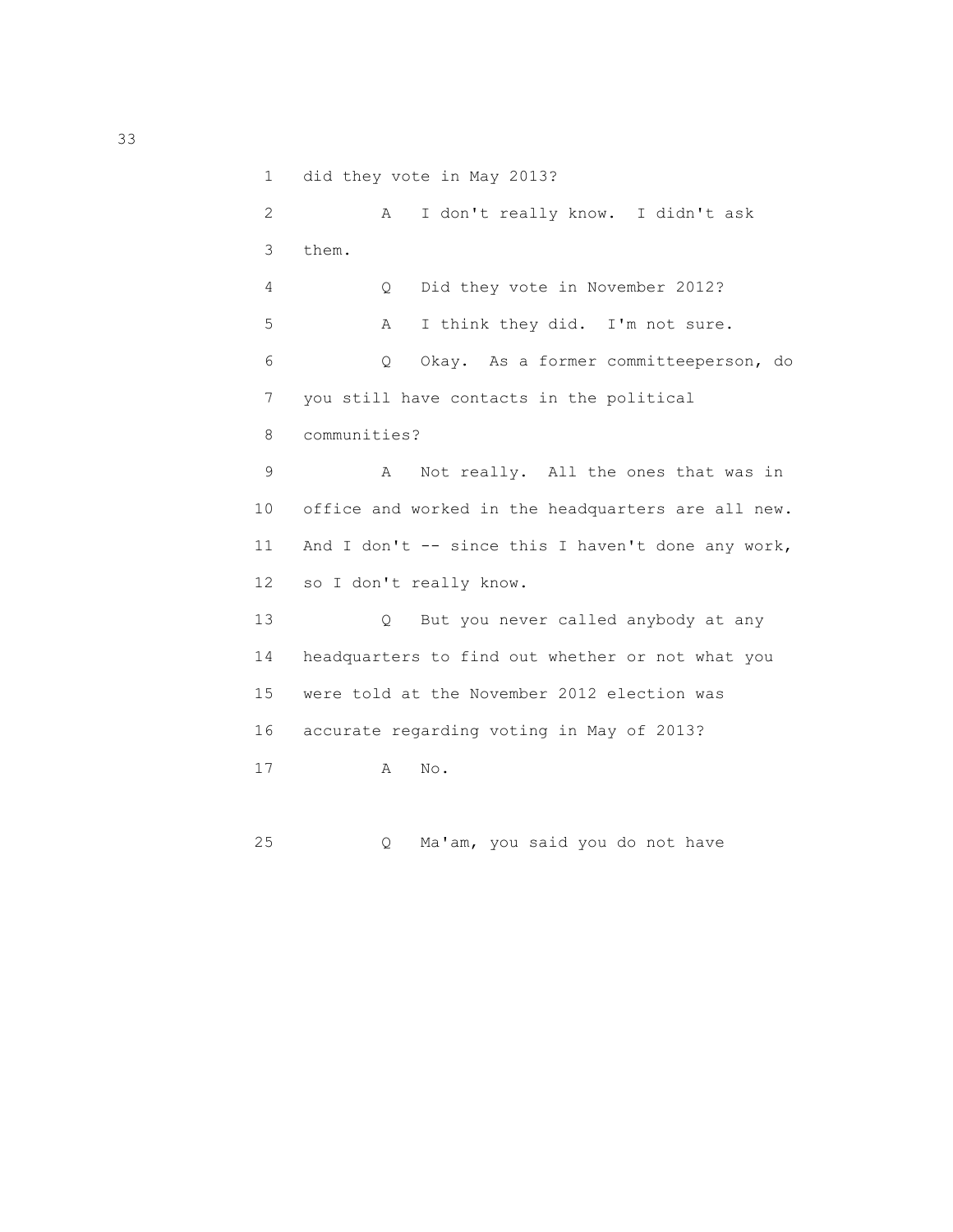1 did they vote in May 2013?

2 A I don't really know. I didn't ask

3 them.

4 Q Did they vote in November 2012?

5 A I think they did. I'm not sure.

6 Q Okay. As a former committeeperson, do

7 you still have contacts in the political

8 communities?

9 A Not really. All the ones that was in

10 office and worked in the headquarters are all new.

11 And I don't -- since this I haven't done any work,

12 so I don't really know.

13 Q But you never called anybody at any

14 headquarters to find out whether or not what you

15 were told at the November 2012 election was

16 accurate regarding voting in May of 2013?

17 A No.

25 Q Ma'am, you said you do not have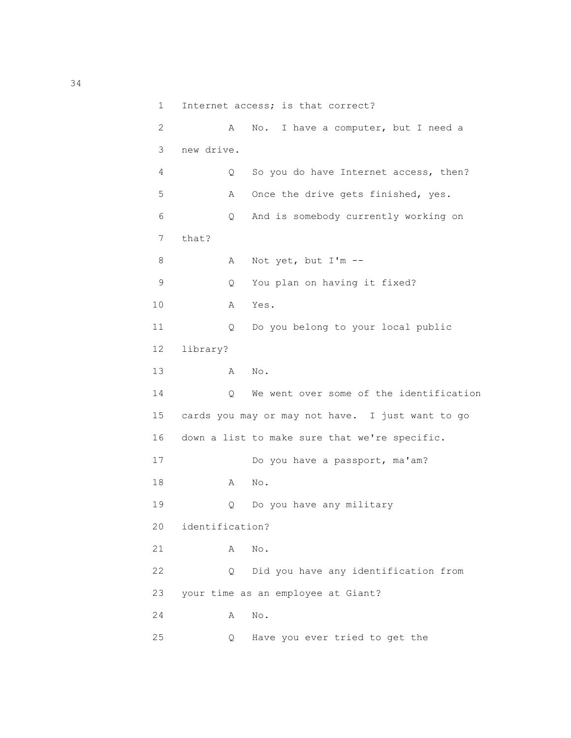1 Internet access; is that correct?

2 A No. I have a computer, but I need a

3 new drive.

4 Q So you do have Internet access, then?

5 A Once the drive gets finished, yes.

6 Q And is somebody currently working on

7 that?

8 A Not yet, but I'm --

9 Q You plan on having it fixed?

10 A Yes.

11 Q Do you belong to your local public

12 library?

13 A No.

14 Q We went over some of the identification

15 cards you may or may not have. I just want to go

16 down a list to make sure that we're specific.

17 Do you have a passport, ma'am?

18 A No.

19 Q Do you have any military

20 identification?

21 A No.

22 Q Did you have any identification from

23 your time as an employee at Giant?

24 A No.

25 Q Have you ever tried to get the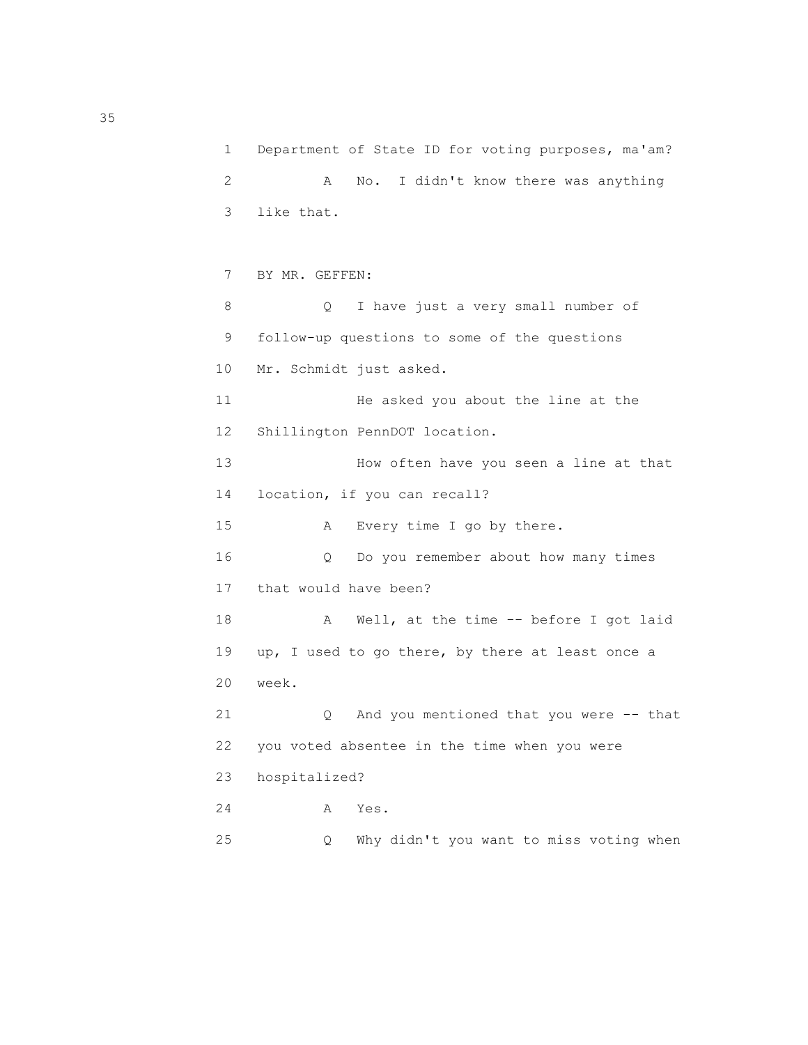1 Department of State ID for voting purposes, ma'am?

2 A No. I didn't know there was anything

3 like that.

7 BY MR. GEFFEN:

8 Q I have just a very small number of

9 follow-up questions to some of the questions

10 Mr. Schmidt just asked.

11 He asked you about the line at the

12 Shillington PennDOT location.

13 How often have you seen a line at that

14 location, if you can recall?

15 A Every time I go by there.

16 Q Do you remember about how many times

17 that would have been?

18 A Well, at the time -- before I got laid

19 up, I used to go there, by there at least once a

20 week.

21 Q And you mentioned that you were -- that

22 you voted absentee in the time when you were

23 hospitalized?

24 A Yes.

25 Q Why didn't you want to miss voting when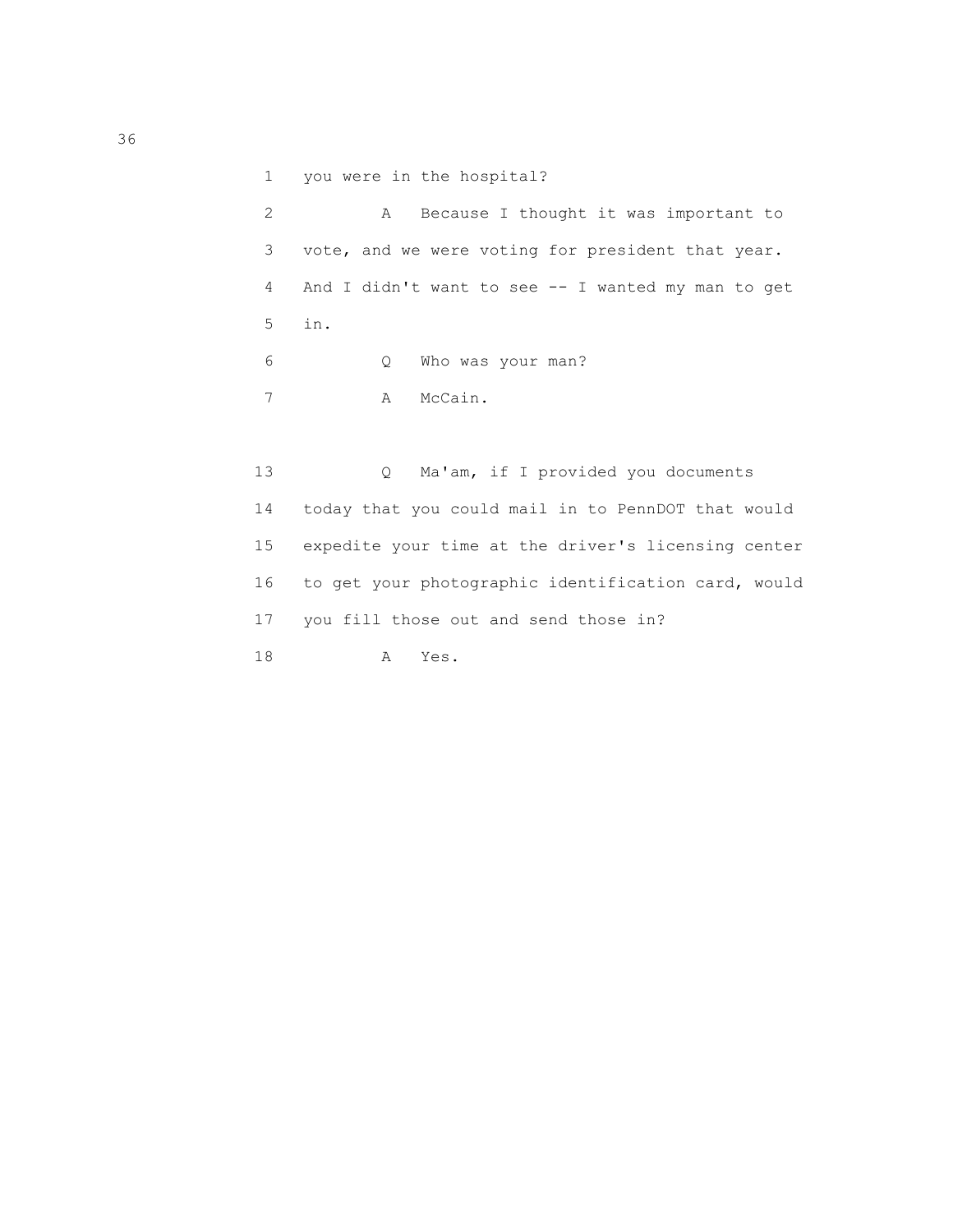1 you were in the hospital?

2 A Because I thought it was important to

3 vote, and we were voting for president that year.

4 And I didn't want to see -- I wanted my man to get

5 in.

6 Q Who was your man?

7 A McCain.

13 Q Ma'am, if I provided you documents

14 today that you could mail in to PennDOT that would

15 expedite your time at the driver's licensing center

16 to get your photographic identification card, would

17 you fill those out and send those in?

18 A Yes.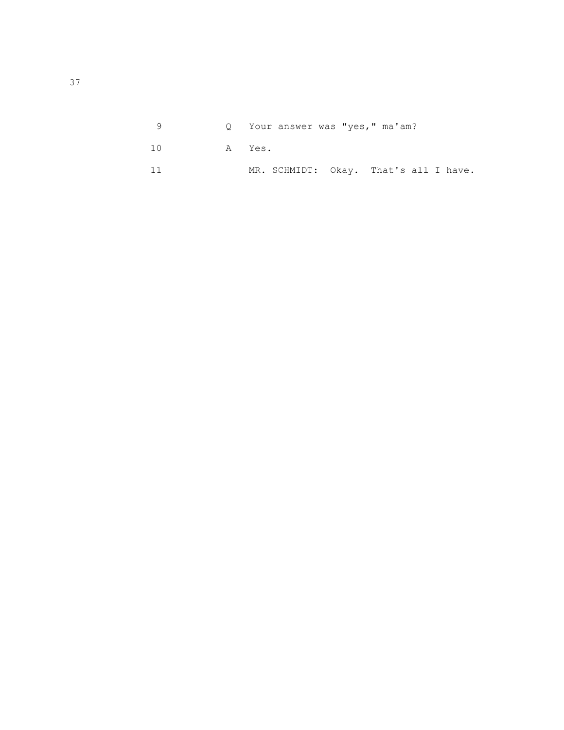9 Q Your answer was "yes," ma'am?

10 A Yes.

11 MR. SCHMIDT: Okay. That's all I have.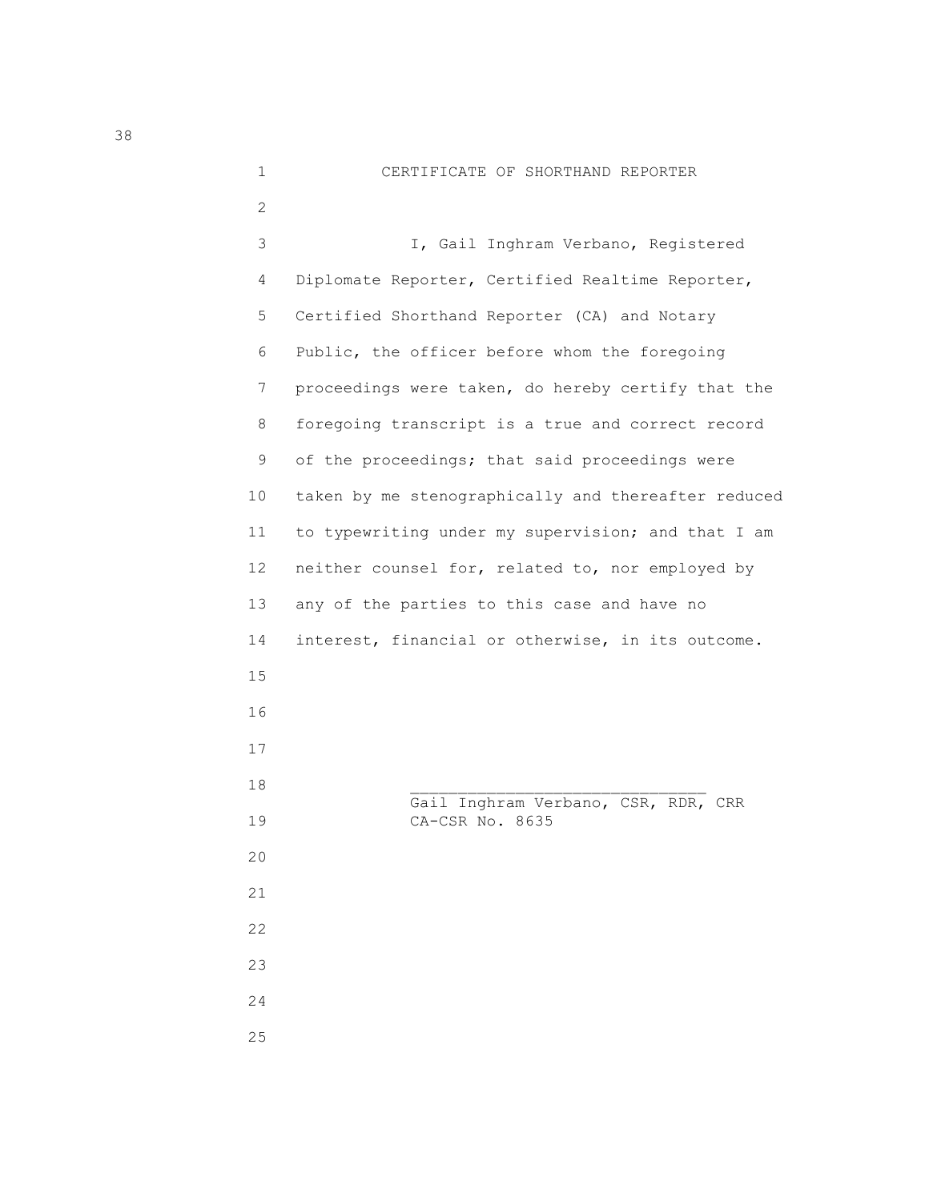# CERTIFICATE OF SHORTHAND REPORTER

I, Gail Inghram Verbano, Registered Diplomate Reporter, Certified Realtime Reporter, Certified Shorthand Reporter (CA) and Notary Public, the officer before whom the foregoing proceedings were taken, do hereby certify that the foregoing transcript is a true and correct record of the proceedings; that said proceedings were taken by me stenographically and thereafter reduced to typewriting under my supervision; and that I am neither counsel for, related to, nor employed by any of the parties to this case and have no interest, financial or otherwise, in its outcome.

______________________________
Gail Inghram Verbano, CSR, RDR, CRR
CA-CSR No. 8635